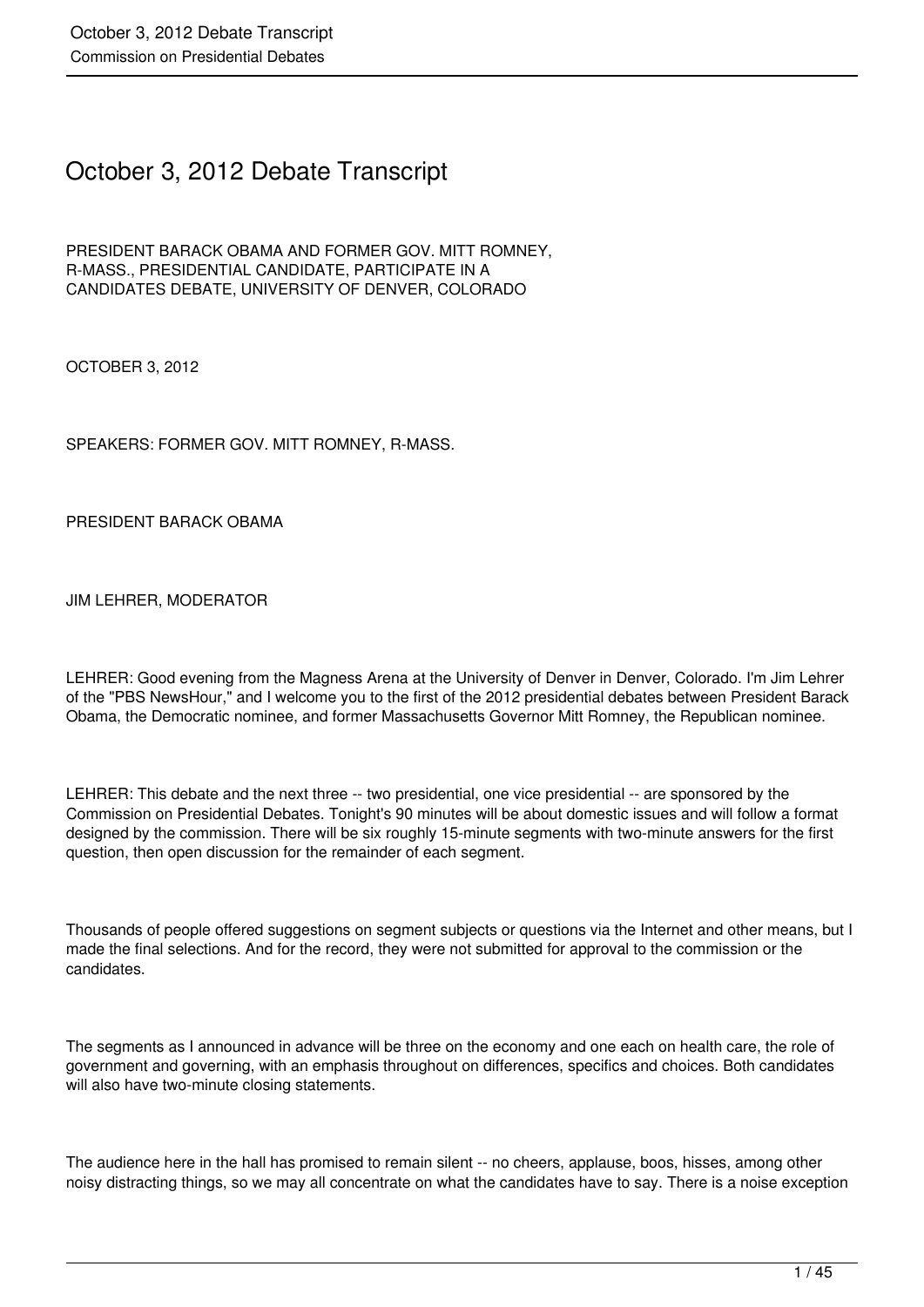# October 3, 2012 Debate Transcript

PRESIDENT BARACK OBAMA AND FORMER GOV. MITT ROMNEY, R-MASS., PRESIDENTIAL CANDIDATE, PARTICIPATE IN A CANDIDATES DEBATE, UNIVERSITY OF DENVER, COLORADO

OCTOBER 3, 2012

SPEAKERS: FORMER GOV. MITT ROMNEY, R-MASS.

PRESIDENT BARACK OBAMA

JIM LEHRER, MODERATOR

LEHRER: Good evening from the Magness Arena at the University of Denver in Denver, Colorado. I'm Jim Lehrer of the "PBS NewsHour," and I welcome you to the first of the 2012 presidential debates between President Barack Obama, the Democratic nominee, and former Massachusetts Governor Mitt Romney, the Republican nominee.

LEHRER: This debate and the next three -- two presidential, one vice presidential -- are sponsored by the Commission on Presidential Debates. Tonight's 90 minutes will be about domestic issues and will follow a format designed by the commission. There will be six roughly 15-minute segments with two-minute answers for the first question, then open discussion for the remainder of each segment.

Thousands of people offered suggestions on segment subjects or questions via the Internet and other means, but I made the final selections. And for the record, they were not submitted for approval to the commission or the candidates.

The segments as I announced in advance will be three on the economy and one each on health care, the role of government and governing, with an emphasis throughout on differences, specifics and choices. Both candidates will also have two-minute closing statements.

The audience here in the hall has promised to remain silent -- no cheers, applause, boos, hisses, among other noisy distracting things, so we may all concentrate on what the candidates have to say. There is a noise exception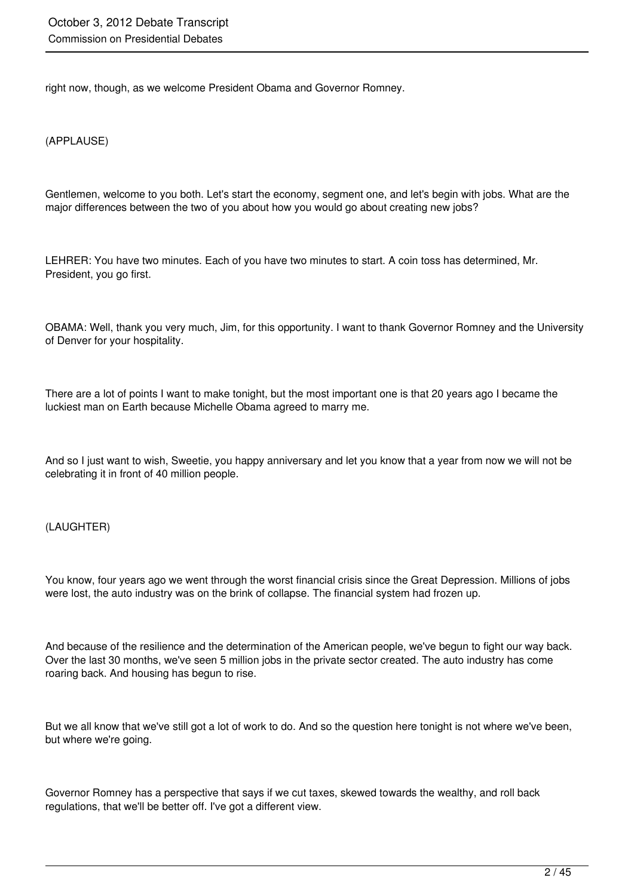right now, though, as we welcome President Obama and Governor Romney.

(APPLAUSE)

Gentlemen, welcome to you both. Let's start the economy, segment one, and let's begin with jobs. What are the major differences between the two of you about how you would go about creating new jobs?

LEHRER: You have two minutes. Each of you have two minutes to start. A coin toss has determined, Mr. President, you go first.

OBAMA: Well, thank you very much, Jim, for this opportunity. I want to thank Governor Romney and the University of Denver for your hospitality.

There are a lot of points I want to make tonight, but the most important one is that 20 years ago I became the luckiest man on Earth because Michelle Obama agreed to marry me.

And so I just want to wish, Sweetie, you happy anniversary and let you know that a year from now we will not be celebrating it in front of 40 million people.

(LAUGHTER)

You know, four years ago we went through the worst financial crisis since the Great Depression. Millions of jobs were lost, the auto industry was on the brink of collapse. The financial system had frozen up.

And because of the resilience and the determination of the American people, we've begun to fight our way back. Over the last 30 months, we've seen 5 million jobs in the private sector created. The auto industry has come roaring back. And housing has begun to rise.

But we all know that we've still got a lot of work to do. And so the question here tonight is not where we've been, but where we're going.

Governor Romney has a perspective that says if we cut taxes, skewed towards the wealthy, and roll back regulations, that we'll be better off. I've got a different view.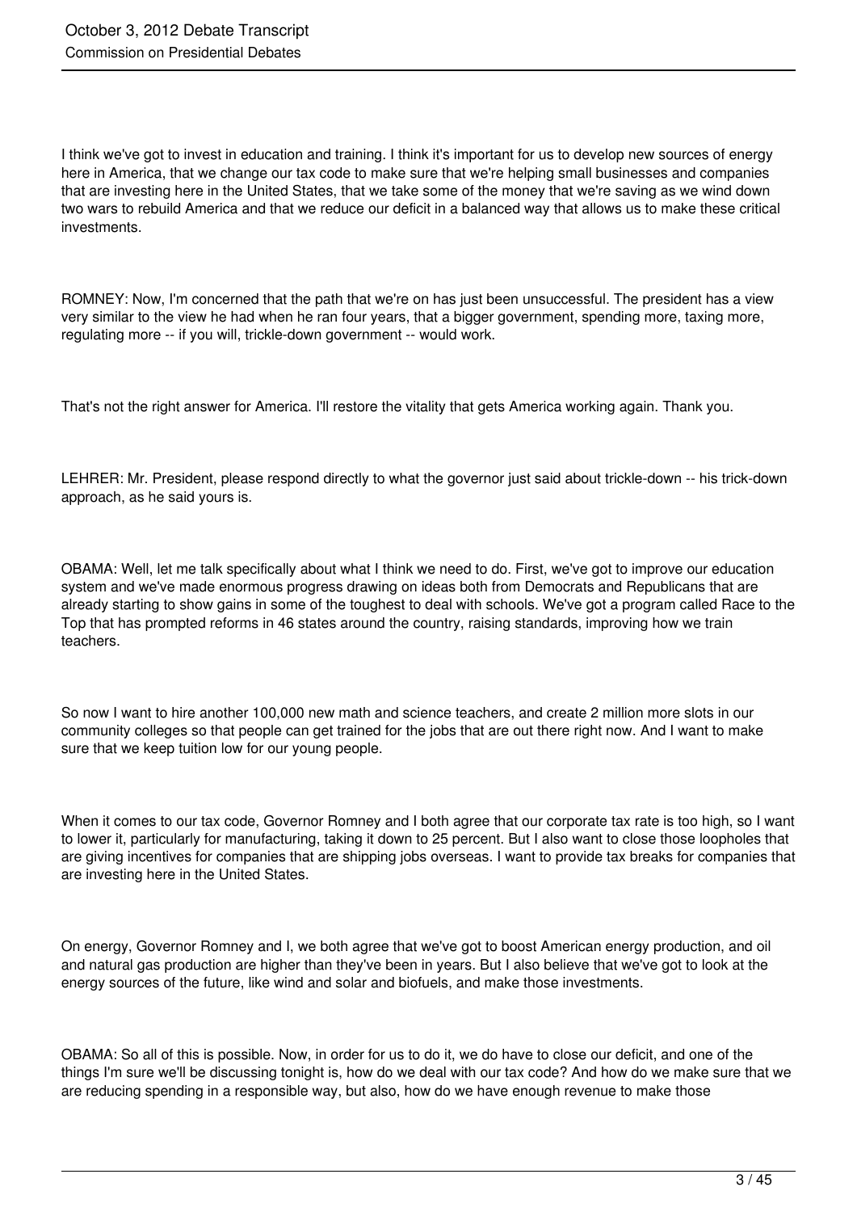I think we've got to invest in education and training. I think it's important for us to develop new sources of energy here in America, that we change our tax code to make sure that we're helping small businesses and companies that are investing here in the United States, that we take some of the money that we're saving as we wind down two wars to rebuild America and that we reduce our deficit in a balanced way that allows us to make these critical investments.

ROMNEY: Now, I'm concerned that the path that we're on has just been unsuccessful. The president has a view very similar to the view he had when he ran four years, that a bigger government, spending more, taxing more, regulating more -- if you will, trickle-down government -- would work.

That's not the right answer for America. I'll restore the vitality that gets America working again. Thank you.

LEHRER: Mr. President, please respond directly to what the governor just said about trickle-down -- his trick-down approach, as he said yours is.

OBAMA: Well, let me talk specifically about what I think we need to do. First, we've got to improve our education system and we've made enormous progress drawing on ideas both from Democrats and Republicans that are already starting to show gains in some of the toughest to deal with schools. We've got a program called Race to the Top that has prompted reforms in 46 states around the country, raising standards, improving how we train teachers.

So now I want to hire another 100,000 new math and science teachers, and create 2 million more slots in our community colleges so that people can get trained for the jobs that are out there right now. And I want to make sure that we keep tuition low for our young people.

When it comes to our tax code, Governor Romney and I both agree that our corporate tax rate is too high, so I want to lower it, particularly for manufacturing, taking it down to 25 percent. But I also want to close those loopholes that are giving incentives for companies that are shipping jobs overseas. I want to provide tax breaks for companies that are investing here in the United States.

On energy, Governor Romney and I, we both agree that we've got to boost American energy production, and oil and natural gas production are higher than they've been in years. But I also believe that we've got to look at the energy sources of the future, like wind and solar and biofuels, and make those investments.

OBAMA: So all of this is possible. Now, in order for us to do it, we do have to close our deficit, and one of the things I'm sure we'll be discussing tonight is, how do we deal with our tax code? And how do we make sure that we are reducing spending in a responsible way, but also, how do we have enough revenue to make those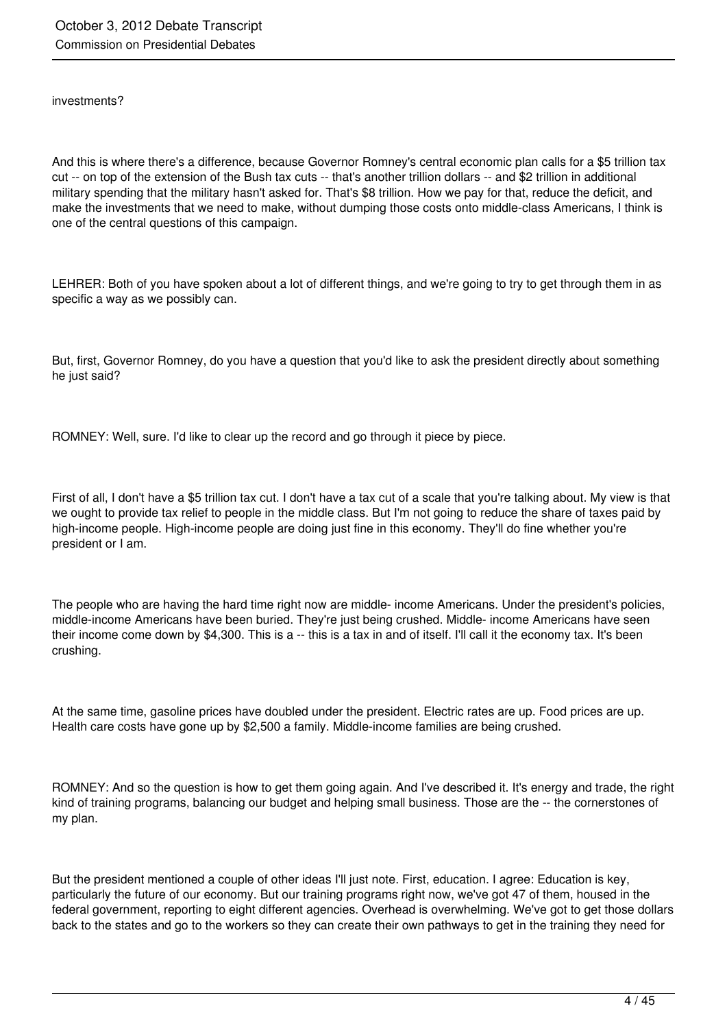investments?

And this is where there's a difference, because Governor Romney's central economic plan calls for a $5 trillion tax cut -- on top of the extension of the Bush tax cuts -- that's another trillion dollars -- and $2 trillion in additional military spending that the military hasn't asked for. That's $8 trillion. How we pay for that, reduce the deficit, and make the investments that we need to make, without dumping those costs onto middle-class Americans, I think is one of the central questions of this campaign.

LEHRER: Both of you have spoken about a lot of different things, and we're going to try to get through them in as specific a way as we possibly can.

But, first, Governor Romney, do you have a question that you'd like to ask the president directly about something he just said?

ROMNEY: Well, sure. I'd like to clear up the record and go through it piece by piece.

First of all, I don't have a $5 trillion tax cut. I don't have a tax cut of a scale that you're talking about. My view is that we ought to provide tax relief to people in the middle class. But I'm not going to reduce the share of taxes paid by high-income people. High-income people are doing just fine in this economy. They'll do fine whether you're president or I am.

The people who are having the hard time right now are middle- income Americans. Under the president's policies, middle-income Americans have been buried. They're just being crushed. Middle- income Americans have seen their income come down by $4,300. This is a -- this is a tax in and of itself. I'll call it the economy tax. It's been crushing.

At the same time, gasoline prices have doubled under the president. Electric rates are up. Food prices are up. Health care costs have gone up by $2,500 a family. Middle-income families are being crushed.

ROMNEY: And so the question is how to get them going again. And I've described it. It's energy and trade, the right kind of training programs, balancing our budget and helping small business. Those are the -- the cornerstones of my plan.

But the president mentioned a couple of other ideas I'll just note. First, education. I agree: Education is key, particularly the future of our economy. But our training programs right now, we've got 47 of them, housed in the federal government, reporting to eight different agencies. Overhead is overwhelming. We've got to get those dollars back to the states and go to the workers so they can create their own pathways to get in the training they need for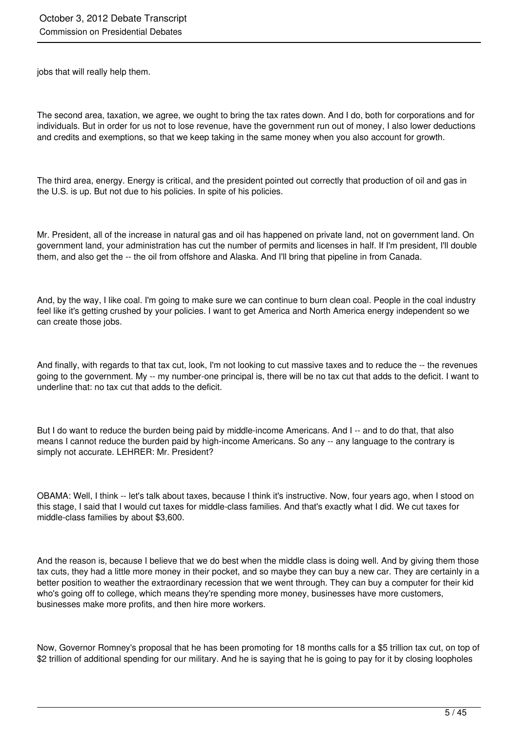jobs that will really help them.

The second area, taxation, we agree, we ought to bring the tax rates down. And I do, both for corporations and for individuals. But in order for us not to lose revenue, have the government run out of money, I also lower deductions and credits and exemptions, so that we keep taking in the same money when you also account for growth.

The third area, energy. Energy is critical, and the president pointed out correctly that production of oil and gas in the U.S. is up. But not due to his policies. In spite of his policies.

Mr. President, all of the increase in natural gas and oil has happened on private land, not on government land. On government land, your administration has cut the number of permits and licenses in half. If I'm president, I'll double them, and also get the -- the oil from offshore and Alaska. And I'll bring that pipeline in from Canada.

And, by the way, I like coal. I'm going to make sure we can continue to burn clean coal. People in the coal industry feel like it's getting crushed by your policies. I want to get America and North America energy independent so we can create those jobs.

And finally, with regards to that tax cut, look, I'm not looking to cut massive taxes and to reduce the -- the revenues going to the government. My -- my number-one principal is, there will be no tax cut that adds to the deficit. I want to underline that: no tax cut that adds to the deficit.

But I do want to reduce the burden being paid by middle-income Americans. And I -- and to do that, that also means I cannot reduce the burden paid by high-income Americans. So any -- any language to the contrary is simply not accurate. LEHRER: Mr. President?

OBAMA: Well, I think -- let's talk about taxes, because I think it's instructive. Now, four years ago, when I stood on this stage, I said that I would cut taxes for middle-class families. And that's exactly what I did. We cut taxes for middle-class families by about $3,600.

And the reason is, because I believe that we do best when the middle class is doing well. And by giving them those tax cuts, they had a little more money in their pocket, and so maybe they can buy a new car. They are certainly in a better position to weather the extraordinary recession that we went through. They can buy a computer for their kid who's going off to college, which means they're spending more money, businesses have more customers, businesses make more profits, and then hire more workers.

Now, Governor Romney's proposal that he has been promoting for 18 months calls for a $5 trillion tax cut, on top of $2 trillion of additional spending for our military. And he is saying that he is going to pay for it by closing loopholes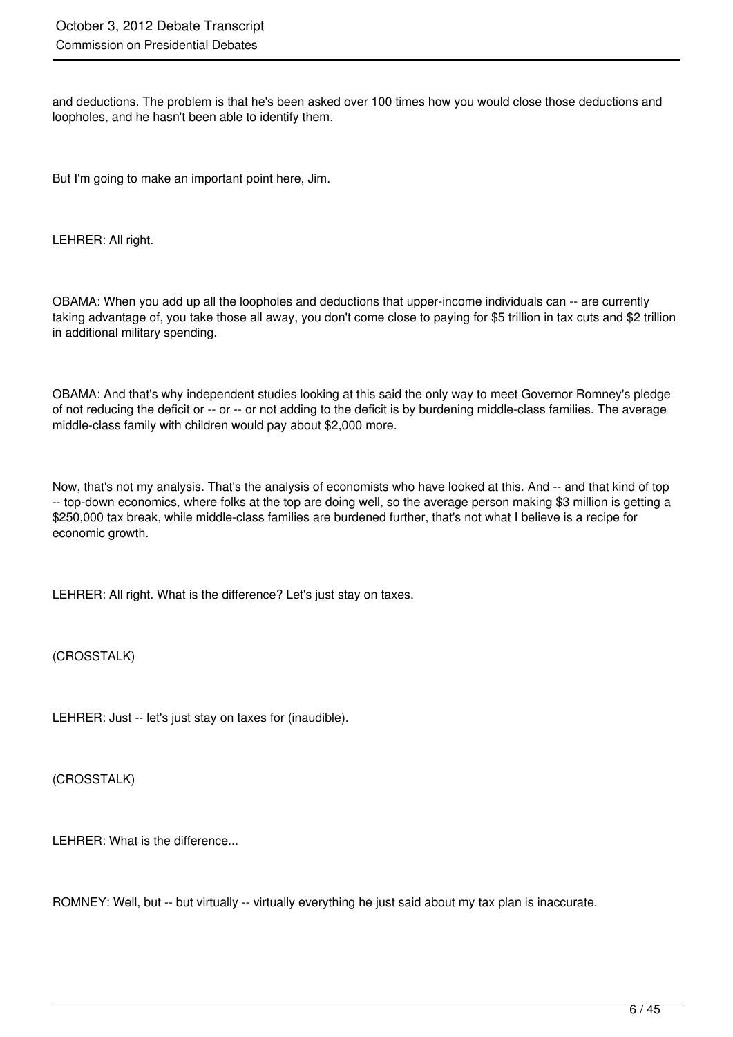and deductions. The problem is that he's been asked over 100 times how you would close those deductions and loopholes, and he hasn't been able to identify them.

But I'm going to make an important point here, Jim.

LEHRER: All right.

OBAMA: When you add up all the loopholes and deductions that upper-income individuals can -- are currently taking advantage of, you take those all away, you don't come close to paying for $5 trillion in tax cuts and $2 trillion in additional military spending.

OBAMA: And that's why independent studies looking at this said the only way to meet Governor Romney's pledge of not reducing the deficit or -- or -- or not adding to the deficit is by burdening middle-class families. The average middle-class family with children would pay about $2,000 more.

Now, that's not my analysis. That's the analysis of economists who have looked at this. And -- and that kind of top -- top-down economics, where folks at the top are doing well, so the average person making $3 million is getting a $250,000 tax break, while middle-class families are burdened further, that's not what I believe is a recipe for economic growth.

LEHRER: All right. What is the difference? Let's just stay on taxes.

(CROSSTALK)

LEHRER: Just -- let's just stay on taxes for (inaudible).

(CROSSTALK)

LEHRER: What is the difference...

ROMNEY: Well, but -- but virtually -- virtually everything he just said about my tax plan is inaccurate.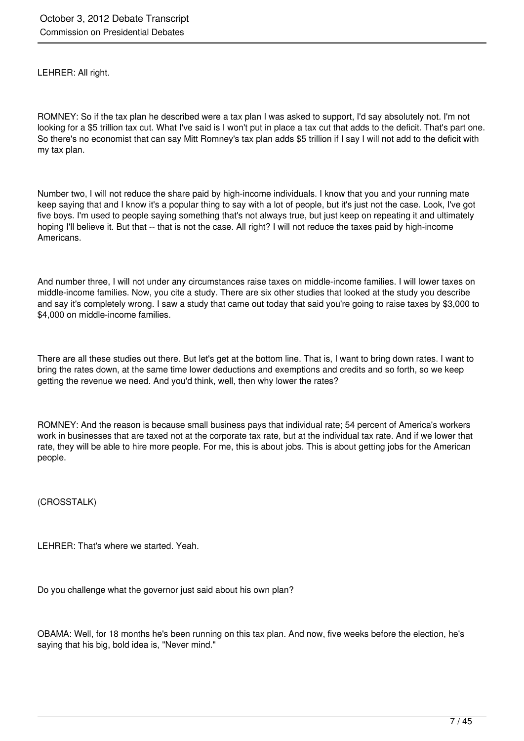LEHRER: All right.

ROMNEY: So if the tax plan he described were a tax plan I was asked to support, I'd say absolutely not. I'm not looking for a $5 trillion tax cut. What I've said is I won't put in place a tax cut that adds to the deficit. That's part one. So there's no economist that can say Mitt Romney's tax plan adds $5 trillion if I say I will not add to the deficit with my tax plan.

Number two, I will not reduce the share paid by high-income individuals. I know that you and your running mate keep saying that and I know it's a popular thing to say with a lot of people, but it's just not the case. Look, I've got five boys. I'm used to people saying something that's not always true, but just keep on repeating it and ultimately hoping I'll believe it. But that -- that is not the case. All right? I will not reduce the taxes paid by high-income Americans.

And number three, I will not under any circumstances raise taxes on middle-income families. I will lower taxes on middle-income families. Now, you cite a study. There are six other studies that looked at the study you describe and say it's completely wrong. I saw a study that came out today that said you're going to raise taxes by $3,000 to $4,000 on middle-income families.

There are all these studies out there. But let's get at the bottom line. That is, I want to bring down rates. I want to bring the rates down, at the same time lower deductions and exemptions and credits and so forth, so we keep getting the revenue we need. And you'd think, well, then why lower the rates?

ROMNEY: And the reason is because small business pays that individual rate; 54 percent of America's workers work in businesses that are taxed not at the corporate tax rate, but at the individual tax rate. And if we lower that rate, they will be able to hire more people. For me, this is about jobs. This is about getting jobs for the American people.

(CROSSTALK)

LEHRER: That's where we started. Yeah.

Do you challenge what the governor just said about his own plan?

OBAMA: Well, for 18 months he's been running on this tax plan. And now, five weeks before the election, he's saying that his big, bold idea is, "Never mind."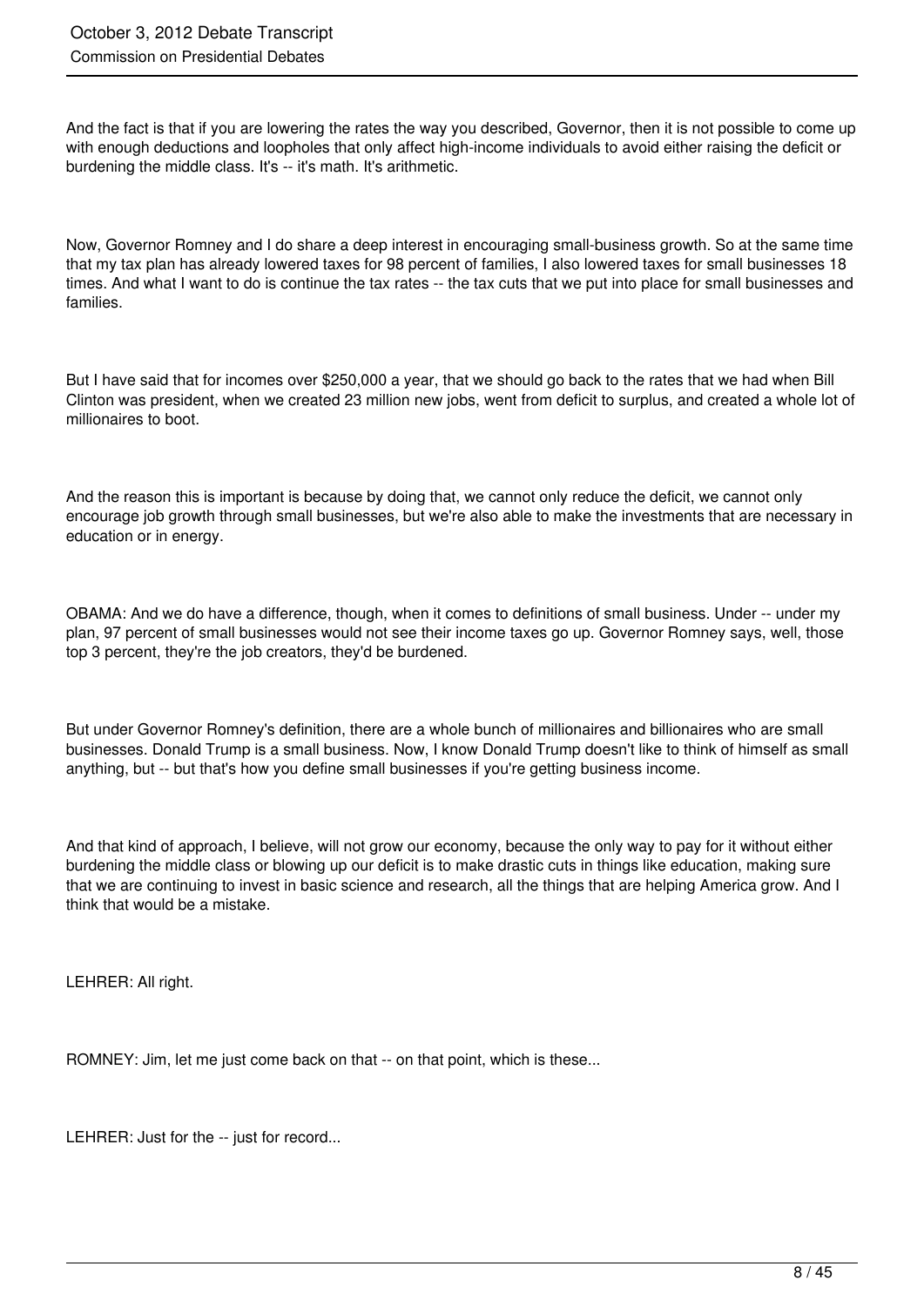And the fact is that if you are lowering the rates the way you described, Governor, then it is not possible to come up with enough deductions and loopholes that only affect high-income individuals to avoid either raising the deficit or burdening the middle class. It's -- it's math. It's arithmetic.

Now, Governor Romney and I do share a deep interest in encouraging small-business growth. So at the same time that my tax plan has already lowered taxes for 98 percent of families, I also lowered taxes for small businesses 18 times. And what I want to do is continue the tax rates -- the tax cuts that we put into place for small businesses and families.

But I have said that for incomes over $250,000 a year, that we should go back to the rates that we had when Bill Clinton was president, when we created 23 million new jobs, went from deficit to surplus, and created a whole lot of millionaires to boot.

And the reason this is important is because by doing that, we cannot only reduce the deficit, we cannot only encourage job growth through small businesses, but we're also able to make the investments that are necessary in education or in energy.

OBAMA: And we do have a difference, though, when it comes to definitions of small business. Under -- under my plan, 97 percent of small businesses would not see their income taxes go up. Governor Romney says, well, those top 3 percent, they're the job creators, they'd be burdened.

But under Governor Romney's definition, there are a whole bunch of millionaires and billionaires who are small businesses. Donald Trump is a small business. Now, I know Donald Trump doesn't like to think of himself as small anything, but -- but that's how you define small businesses if you're getting business income.

And that kind of approach, I believe, will not grow our economy, because the only way to pay for it without either burdening the middle class or blowing up our deficit is to make drastic cuts in things like education, making sure that we are continuing to invest in basic science and research, all the things that are helping America grow. And I think that would be a mistake.

LEHRER: All right.

ROMNEY: Jim, let me just come back on that -- on that point, which is these...

LEHRER: Just for the -- just for record...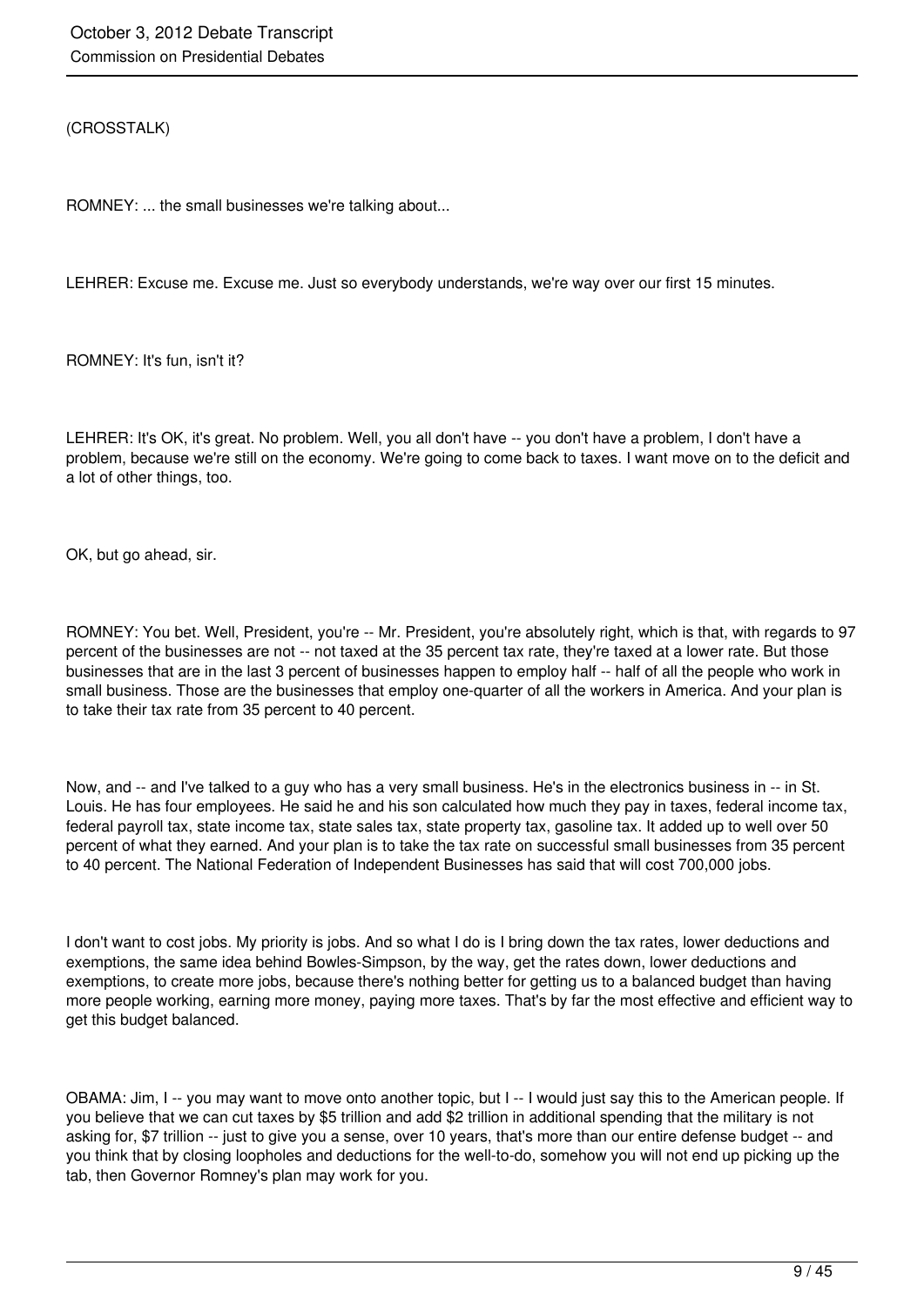(CROSSTALK)

ROMNEY: ... the small businesses we're talking about...

LEHRER: Excuse me. Excuse me. Just so everybody understands, we're way over our first 15 minutes.

ROMNEY: It's fun, isn't it?

LEHRER: It's OK, it's great. No problem. Well, you all don't have -- you don't have a problem, I don't have a problem, because we're still on the economy. We're going to come back to taxes. I want move on to the deficit and a lot of other things, too.

OK, but go ahead, sir.

ROMNEY: You bet. Well, President, you're -- Mr. President, you're absolutely right, which is that, with regards to 97 percent of the businesses are not -- not taxed at the 35 percent tax rate, they're taxed at a lower rate. But those businesses that are in the last 3 percent of businesses happen to employ half -- half of all the people who work in small business. Those are the businesses that employ one-quarter of all the workers in America. And your plan is to take their tax rate from 35 percent to 40 percent.

Now, and -- and I've talked to a guy who has a very small business. He's in the electronics business in -- in St. Louis. He has four employees. He said he and his son calculated how much they pay in taxes, federal income tax, federal payroll tax, state income tax, state sales tax, state property tax, gasoline tax. It added up to well over 50 percent of what they earned. And your plan is to take the tax rate on successful small businesses from 35 percent to 40 percent. The National Federation of Independent Businesses has said that will cost 700,000 jobs.

I don't want to cost jobs. My priority is jobs. And so what I do is I bring down the tax rates, lower deductions and exemptions, the same idea behind Bowles-Simpson, by the way, get the rates down, lower deductions and exemptions, to create more jobs, because there's nothing better for getting us to a balanced budget than having more people working, earning more money, paying more taxes. That's by far the most effective and efficient way to get this budget balanced.

OBAMA: Jim, I -- you may want to move onto another topic, but I -- I would just say this to the American people. If you believe that we can cut taxes by $5 trillion and add $2 trillion in additional spending that the military is not asking for, $7 trillion -- just to give you a sense, over 10 years, that's more than our entire defense budget -- and you think that by closing loopholes and deductions for the well-to-do, somehow you will not end up picking up the tab, then Governor Romney's plan may work for you.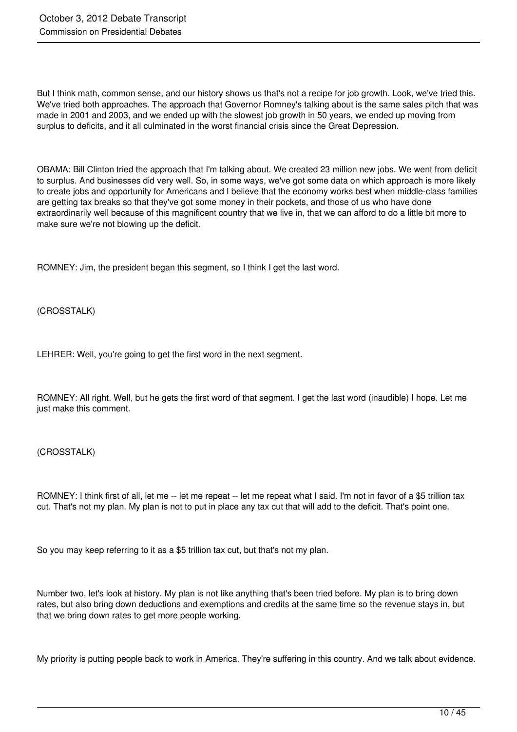But I think math, common sense, and our history shows us that's not a recipe for job growth. Look, we've tried this. We've tried both approaches. The approach that Governor Romney's talking about is the same sales pitch that was made in 2001 and 2003, and we ended up with the slowest job growth in 50 years, we ended up moving from surplus to deficits, and it all culminated in the worst financial crisis since the Great Depression.

OBAMA: Bill Clinton tried the approach that I'm talking about. We created 23 million new jobs. We went from deficit to surplus. And businesses did very well. So, in some ways, we've got some data on which approach is more likely to create jobs and opportunity for Americans and I believe that the economy works best when middle-class families are getting tax breaks so that they've got some money in their pockets, and those of us who have done extraordinarily well because of this magnificent country that we live in, that we can afford to do a little bit more to make sure we're not blowing up the deficit.

ROMNEY: Jim, the president began this segment, so I think I get the last word.

(CROSSTALK)

LEHRER: Well, you're going to get the first word in the next segment.

ROMNEY: All right. Well, but he gets the first word of that segment. I get the last word (inaudible) I hope. Let me just make this comment.

(CROSSTALK)

ROMNEY: I think first of all, let me -- let me repeat -- let me repeat what I said. I'm not in favor of a $5 trillion tax cut. That's not my plan. My plan is not to put in place any tax cut that will add to the deficit. That's point one.

So you may keep referring to it as a $5 trillion tax cut, but that's not my plan.

Number two, let's look at history. My plan is not like anything that's been tried before. My plan is to bring down rates, but also bring down deductions and exemptions and credits at the same time so the revenue stays in, but that we bring down rates to get more people working.

My priority is putting people back to work in America. They're suffering in this country. And we talk about evidence.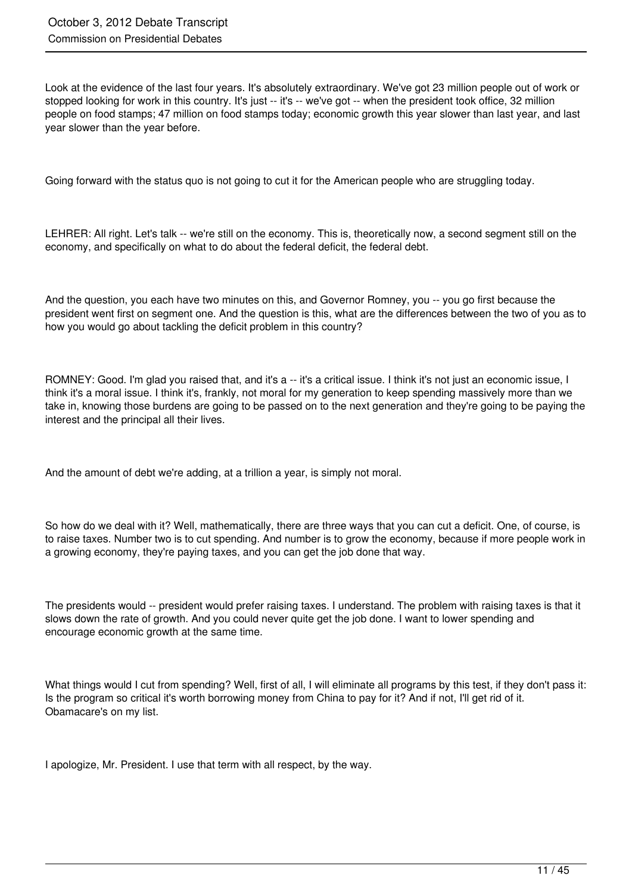Look at the evidence of the last four years. It's absolutely extraordinary. We've got 23 million people out of work or stopped looking for work in this country. It's just -- it's -- we've got -- when the president took office, 32 million people on food stamps; 47 million on food stamps today; economic growth this year slower than last year, and last year slower than the year before.

Going forward with the status quo is not going to cut it for the American people who are struggling today.

LEHRER: All right. Let's talk -- we're still on the economy. This is, theoretically now, a second segment still on the economy, and specifically on what to do about the federal deficit, the federal debt.

And the question, you each have two minutes on this, and Governor Romney, you -- you go first because the president went first on segment one. And the question is this, what are the differences between the two of you as to how you would go about tackling the deficit problem in this country?

ROMNEY: Good. I'm glad you raised that, and it's a -- it's a critical issue. I think it's not just an economic issue, I think it's a moral issue. I think it's, frankly, not moral for my generation to keep spending massively more than we take in, knowing those burdens are going to be passed on to the next generation and they're going to be paying the interest and the principal all their lives.

And the amount of debt we're adding, at a trillion a year, is simply not moral.

So how do we deal with it? Well, mathematically, there are three ways that you can cut a deficit. One, of course, is to raise taxes. Number two is to cut spending. And number is to grow the economy, because if more people work in a growing economy, they're paying taxes, and you can get the job done that way.

The presidents would -- president would prefer raising taxes. I understand. The problem with raising taxes is that it slows down the rate of growth. And you could never quite get the job done. I want to lower spending and encourage economic growth at the same time.

What things would I cut from spending? Well, first of all, I will eliminate all programs by this test, if they don't pass it: Is the program so critical it's worth borrowing money from China to pay for it? And if not, I'll get rid of it. Obamacare's on my list.

I apologize, Mr. President. I use that term with all respect, by the way.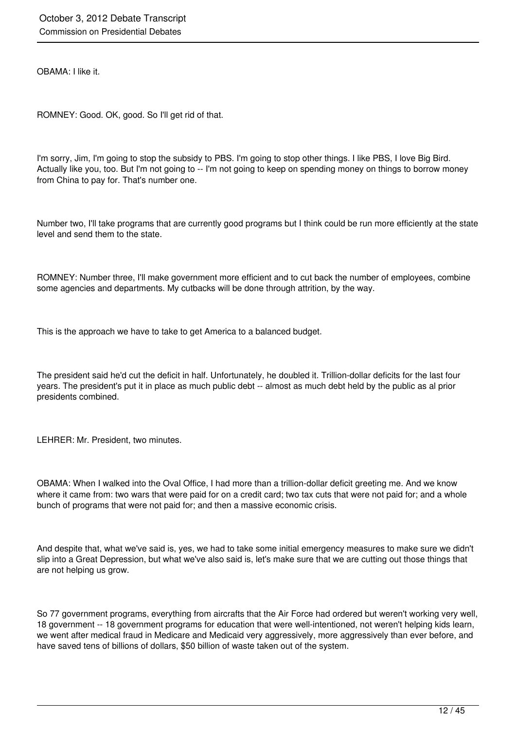OBAMA: I like it.

ROMNEY: Good. OK, good. So I'll get rid of that.

I'm sorry, Jim, I'm going to stop the subsidy to PBS. I'm going to stop other things. I like PBS, I love Big Bird. Actually like you, too. But I'm not going to -- I'm not going to keep on spending money on things to borrow money from China to pay for. That's number one.

Number two, I'll take programs that are currently good programs but I think could be run more efficiently at the state level and send them to the state.

ROMNEY: Number three, I'll make government more efficient and to cut back the number of employees, combine some agencies and departments. My cutbacks will be done through attrition, by the way.

This is the approach we have to take to get America to a balanced budget.

The president said he'd cut the deficit in half. Unfortunately, he doubled it. Trillion-dollar deficits for the last four years. The president's put it in place as much public debt -- almost as much debt held by the public as al prior presidents combined.

LEHRER: Mr. President, two minutes.

OBAMA: When I walked into the Oval Office, I had more than a trillion-dollar deficit greeting me. And we know where it came from: two wars that were paid for on a credit card; two tax cuts that were not paid for; and a whole bunch of programs that were not paid for; and then a massive economic crisis.

And despite that, what we've said is, yes, we had to take some initial emergency measures to make sure we didn't slip into a Great Depression, but what we've also said is, let's make sure that we are cutting out those things that are not helping us grow.

So 77 government programs, everything from aircrafts that the Air Force had ordered but weren't working very well, 18 government -- 18 government programs for education that were well-intentioned, not weren't helping kids learn, we went after medical fraud in Medicare and Medicaid very aggressively, more aggressively than ever before, and have saved tens of billions of dollars, $50 billion of waste taken out of the system.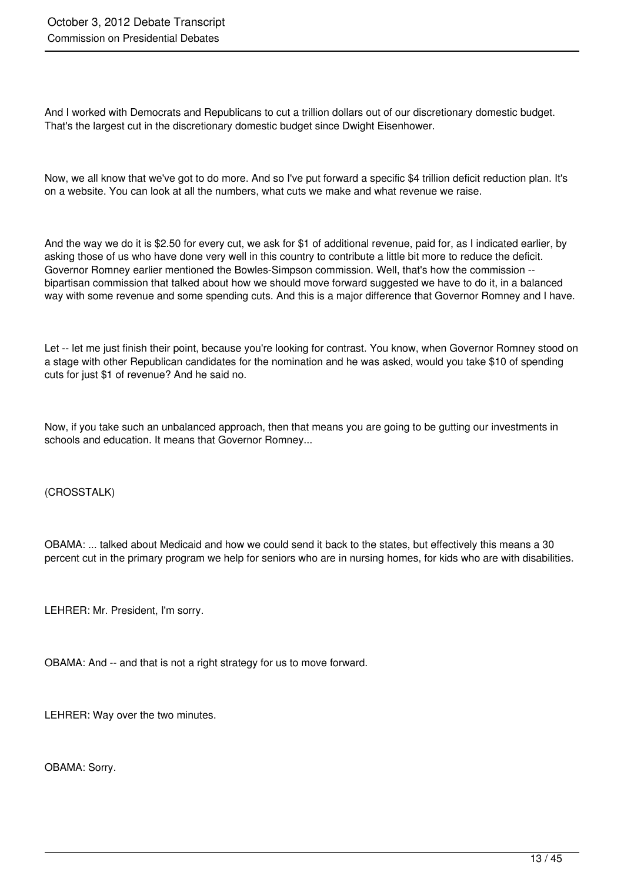And I worked with Democrats and Republicans to cut a trillion dollars out of our discretionary domestic budget. That's the largest cut in the discretionary domestic budget since Dwight Eisenhower.

Now, we all know that we've got to do more. And so I've put forward a specific $4 trillion deficit reduction plan. It's on a website. You can look at all the numbers, what cuts we make and what revenue we raise.

And the way we do it is $2.50 for every cut, we ask for $1 of additional revenue, paid for, as I indicated earlier, by asking those of us who have done very well in this country to contribute a little bit more to reduce the deficit. Governor Romney earlier mentioned the Bowles-Simpson commission. Well, that's how the commission -- bipartisan commission that talked about how we should move forward suggested we have to do it, in a balanced way with some revenue and some spending cuts. And this is a major difference that Governor Romney and I have.

Let -- let me just finish their point, because you're looking for contrast. You know, when Governor Romney stood on a stage with other Republican candidates for the nomination and he was asked, would you take $10 of spending cuts for just $1 of revenue? And he said no.

Now, if you take such an unbalanced approach, then that means you are going to be gutting our investments in schools and education. It means that Governor Romney...

(CROSSTALK)

OBAMA: ... talked about Medicaid and how we could send it back to the states, but effectively this means a 30 percent cut in the primary program we help for seniors who are in nursing homes, for kids who are with disabilities.

LEHRER: Mr. President, I'm sorry.

OBAMA: And -- and that is not a right strategy for us to move forward.

LEHRER: Way over the two minutes.

OBAMA: Sorry.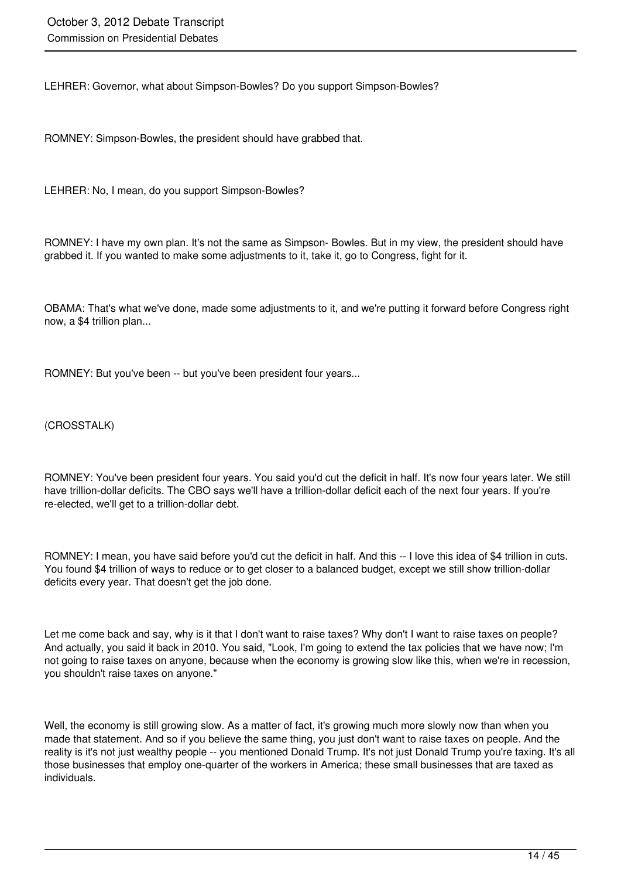LEHRER: Governor, what about Simpson-Bowles? Do you support Simpson-Bowles?

ROMNEY: Simpson-Bowles, the president should have grabbed that.

LEHRER: No, I mean, do you support Simpson-Bowles?

ROMNEY: I have my own plan. It's not the same as Simpson- Bowles. But in my view, the president should have grabbed it. If you wanted to make some adjustments to it, take it, go to Congress, fight for it.

OBAMA: That's what we've done, made some adjustments to it, and we're putting it forward before Congress right now, a $4 trillion plan...

ROMNEY: But you've been -- but you've been president four years...

(CROSSTALK)

ROMNEY: You've been president four years. You said you'd cut the deficit in half. It's now four years later. We still have trillion-dollar deficits. The CBO says we'll have a trillion-dollar deficit each of the next four years. If you're re-elected, we'll get to a trillion-dollar debt.

ROMNEY: I mean, you have said before you'd cut the deficit in half. And this -- I love this idea of $4 trillion in cuts. You found $4 trillion of ways to reduce or to get closer to a balanced budget, except we still show trillion-dollar deficits every year. That doesn't get the job done.

Let me come back and say, why is it that I don't want to raise taxes? Why don't I want to raise taxes on people? And actually, you said it back in 2010. You said, "Look, I'm going to extend the tax policies that we have now; I'm not going to raise taxes on anyone, because when the economy is growing slow like this, when we're in recession, you shouldn't raise taxes on anyone."

Well, the economy is still growing slow. As a matter of fact, it's growing much more slowly now than when you made that statement. And so if you believe the same thing, you just don't want to raise taxes on people. And the reality is it's not just wealthy people -- you mentioned Donald Trump. It's not just Donald Trump you're taxing. It's all those businesses that employ one-quarter of the workers in America; these small businesses that are taxed as individuals.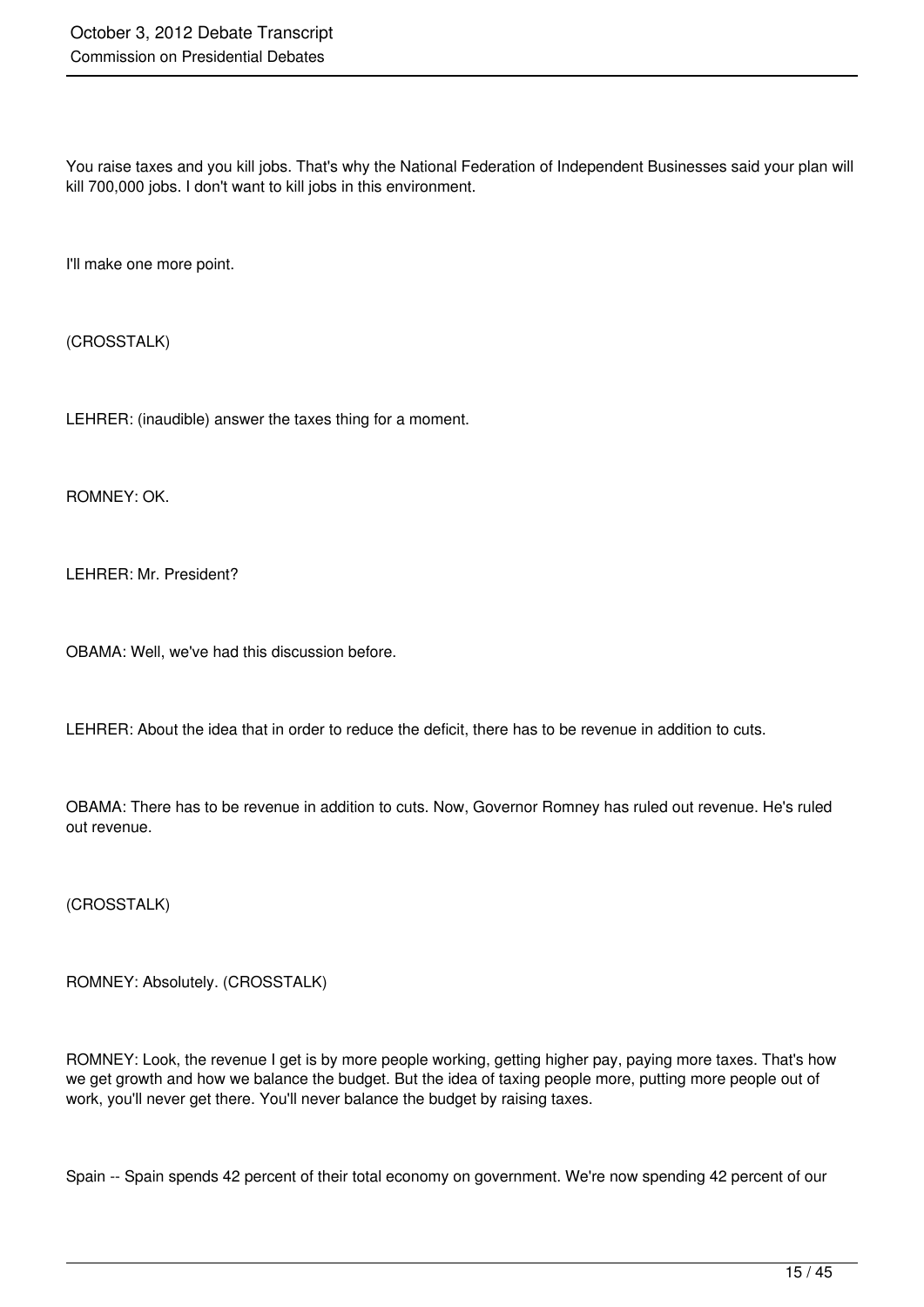You raise taxes and you kill jobs. That's why the National Federation of Independent Businesses said your plan will kill 700,000 jobs. I don't want to kill jobs in this environment.

I'll make one more point.

(CROSSTALK)

LEHRER: (inaudible) answer the taxes thing for a moment.

ROMNEY: OK.

LEHRER: Mr. President?

OBAMA: Well, we've had this discussion before.

LEHRER: About the idea that in order to reduce the deficit, there has to be revenue in addition to cuts.

OBAMA: There has to be revenue in addition to cuts. Now, Governor Romney has ruled out revenue. He's ruled out revenue.

(CROSSTALK)

ROMNEY: Absolutely. (CROSSTALK)

ROMNEY: Look, the revenue I get is by more people working, getting higher pay, paying more taxes. That's how we get growth and how we balance the budget. But the idea of taxing people more, putting more people out of work, you'll never get there. You'll never balance the budget by raising taxes.

Spain -- Spain spends 42 percent of their total economy on government. We're now spending 42 percent of our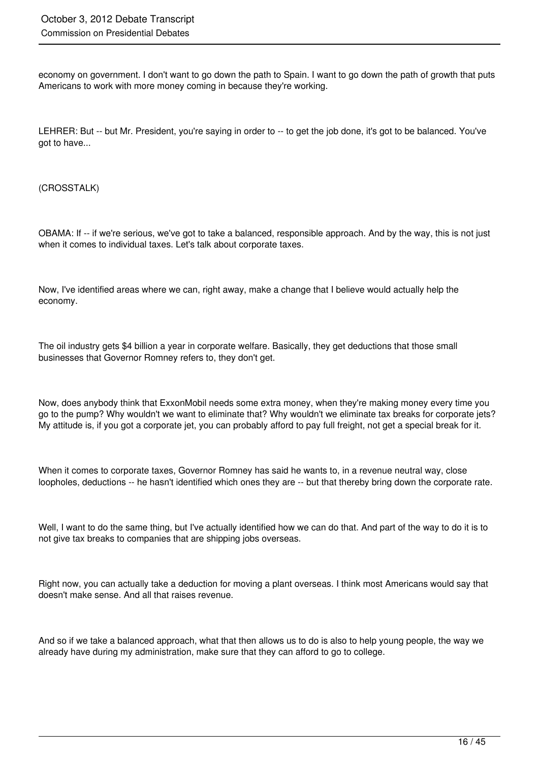economy on government. I don't want to go down the path to Spain. I want to go down the path of growth that puts Americans to work with more money coming in because they're working.

LEHRER: But -- but Mr. President, you're saying in order to -- to get the job done, it's got to be balanced. You've got to have...

(CROSSTALK)

OBAMA: If -- if we're serious, we've got to take a balanced, responsible approach. And by the way, this is not just when it comes to individual taxes. Let's talk about corporate taxes.

Now, I've identified areas where we can, right away, make a change that I believe would actually help the economy.

The oil industry gets $4 billion a year in corporate welfare. Basically, they get deductions that those small businesses that Governor Romney refers to, they don't get.

Now, does anybody think that ExxonMobil needs some extra money, when they're making money every time you go to the pump? Why wouldn't we want to eliminate that? Why wouldn't we eliminate tax breaks for corporate jets? My attitude is, if you got a corporate jet, you can probably afford to pay full freight, not get a special break for it.

When it comes to corporate taxes, Governor Romney has said he wants to, in a revenue neutral way, close loopholes, deductions -- he hasn't identified which ones they are -- but that thereby bring down the corporate rate.

Well, I want to do the same thing, but I've actually identified how we can do that. And part of the way to do it is to not give tax breaks to companies that are shipping jobs overseas.

Right now, you can actually take a deduction for moving a plant overseas. I think most Americans would say that doesn't make sense. And all that raises revenue.

And so if we take a balanced approach, what that then allows us to do is also to help young people, the way we already have during my administration, make sure that they can afford to go to college.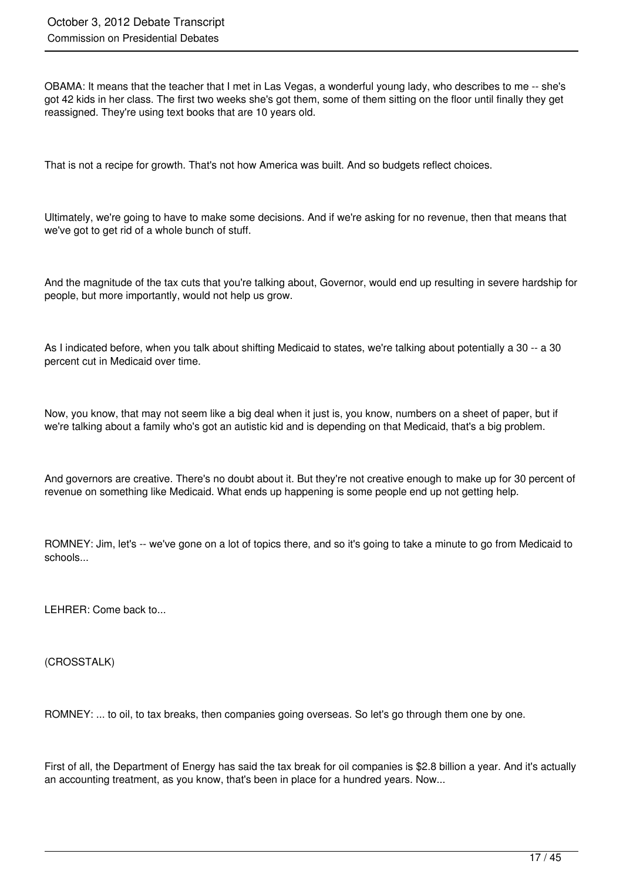OBAMA: It means that the teacher that I met in Las Vegas, a wonderful young lady, who describes to me -- she's got 42 kids in her class. The first two weeks she's got them, some of them sitting on the floor until finally they get reassigned. They're using text books that are 10 years old.

That is not a recipe for growth. That's not how America was built. And so budgets reflect choices.

Ultimately, we're going to have to make some decisions. And if we're asking for no revenue, then that means that we've got to get rid of a whole bunch of stuff.

And the magnitude of the tax cuts that you're talking about, Governor, would end up resulting in severe hardship for people, but more importantly, would not help us grow.

As I indicated before, when you talk about shifting Medicaid to states, we're talking about potentially a 30 -- a 30 percent cut in Medicaid over time.

Now, you know, that may not seem like a big deal when it just is, you know, numbers on a sheet of paper, but if we're talking about a family who's got an autistic kid and is depending on that Medicaid, that's a big problem.

And governors are creative. There's no doubt about it. But they're not creative enough to make up for 30 percent of revenue on something like Medicaid. What ends up happening is some people end up not getting help.

ROMNEY: Jim, let's -- we've gone on a lot of topics there, and so it's going to take a minute to go from Medicaid to schools...

LEHRER: Come back to...

(CROSSTALK)

ROMNEY: ... to oil, to tax breaks, then companies going overseas. So let's go through them one by one.

First of all, the Department of Energy has said the tax break for oil companies is $2.8 billion a year. And it's actually an accounting treatment, as you know, that's been in place for a hundred years. Now...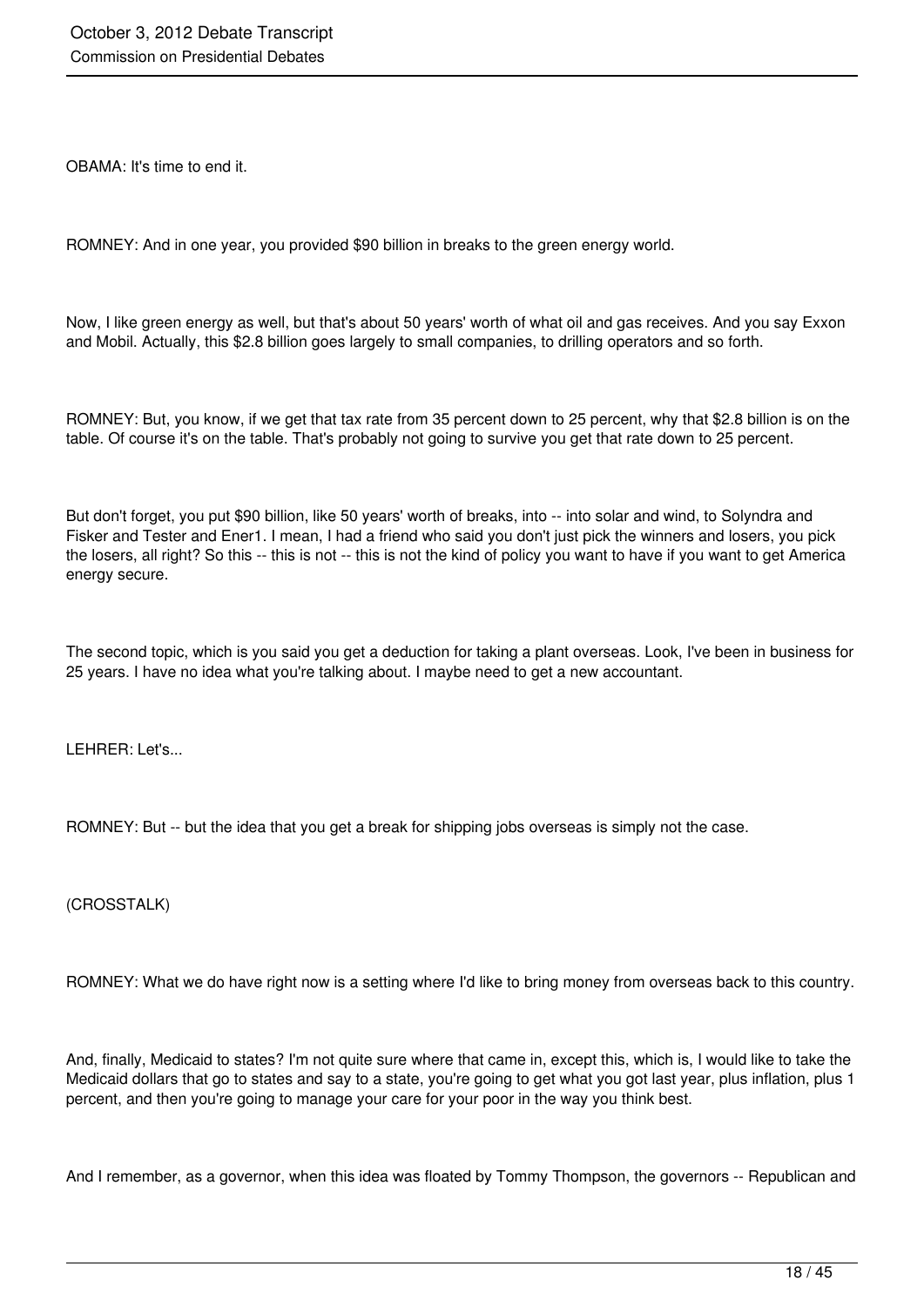OBAMA: It's time to end it.

ROMNEY: And in one year, you provided $90 billion in breaks to the green energy world.

Now, I like green energy as well, but that's about 50 years' worth of what oil and gas receives. And you say Exxon and Mobil. Actually, this $2.8 billion goes largely to small companies, to drilling operators and so forth.

ROMNEY: But, you know, if we get that tax rate from 35 percent down to 25 percent, why that $2.8 billion is on the table. Of course it's on the table. That's probably not going to survive you get that rate down to 25 percent.

But don't forget, you put $90 billion, like 50 years' worth of breaks, into -- into solar and wind, to Solyndra and Fisker and Tester and Ener1. I mean, I had a friend who said you don't just pick the winners and losers, you pick the losers, all right? So this -- this is not -- this is not the kind of policy you want to have if you want to get America energy secure.

The second topic, which is you said you get a deduction for taking a plant overseas. Look, I've been in business for 25 years. I have no idea what you're talking about. I maybe need to get a new accountant.

LEHRER: Let's...

ROMNEY: But -- but the idea that you get a break for shipping jobs overseas is simply not the case.

(CROSSTALK)

ROMNEY: What we do have right now is a setting where I'd like to bring money from overseas back to this country.

And, finally, Medicaid to states? I'm not quite sure where that came in, except this, which is, I would like to take the Medicaid dollars that go to states and say to a state, you're going to get what you got last year, plus inflation, plus 1 percent, and then you're going to manage your care for your poor in the way you think best.

And I remember, as a governor, when this idea was floated by Tommy Thompson, the governors -- Republican and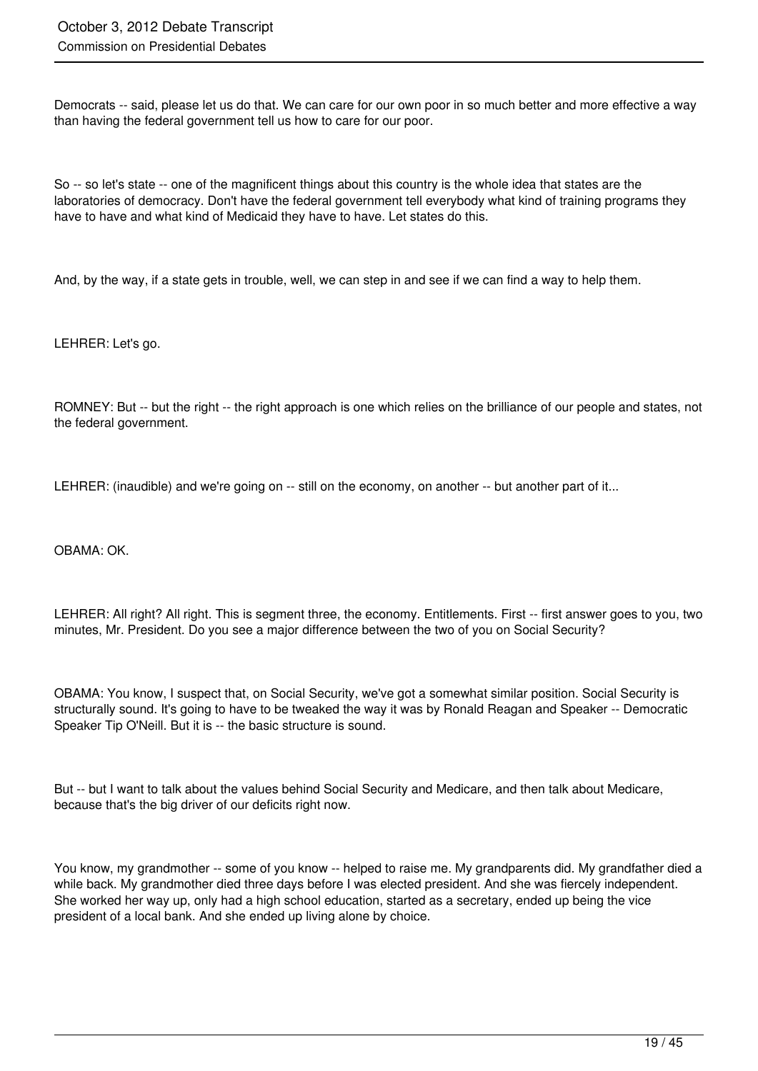Democrats -- said, please let us do that. We can care for our own poor in so much better and more effective a way than having the federal government tell us how to care for our poor.

So -- so let's state -- one of the magnificent things about this country is the whole idea that states are the laboratories of democracy. Don't have the federal government tell everybody what kind of training programs they have to have and what kind of Medicaid they have to have. Let states do this.

And, by the way, if a state gets in trouble, well, we can step in and see if we can find a way to help them.

LEHRER: Let's go.

ROMNEY: But -- but the right -- the right approach is one which relies on the brilliance of our people and states, not the federal government.

LEHRER: (inaudible) and we're going on -- still on the economy, on another -- but another part of it...

OBAMA: OK.

LEHRER: All right? All right. This is segment three, the economy. Entitlements. First -- first answer goes to you, two minutes, Mr. President. Do you see a major difference between the two of you on Social Security?

OBAMA: You know, I suspect that, on Social Security, we've got a somewhat similar position. Social Security is structurally sound. It's going to have to be tweaked the way it was by Ronald Reagan and Speaker -- Democratic Speaker Tip O'Neill. But it is -- the basic structure is sound.

But -- but I want to talk about the values behind Social Security and Medicare, and then talk about Medicare, because that's the big driver of our deficits right now.

You know, my grandmother -- some of you know -- helped to raise me. My grandparents did. My grandfather died a while back. My grandmother died three days before I was elected president. And she was fiercely independent. She worked her way up, only had a high school education, started as a secretary, ended up being the vice president of a local bank. And she ended up living alone by choice.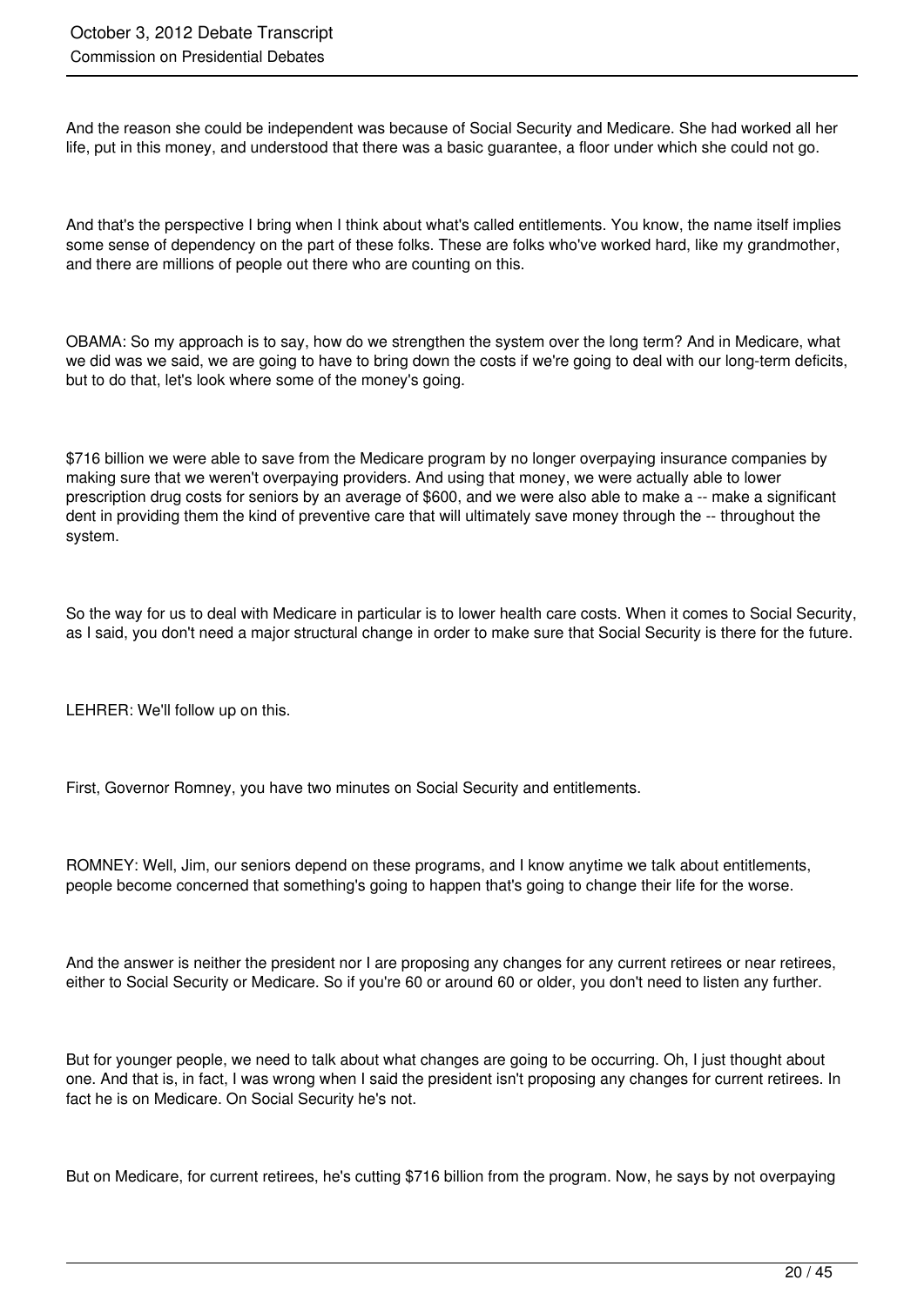And the reason she could be independent was because of Social Security and Medicare. She had worked all her life, put in this money, and understood that there was a basic guarantee, a floor under which she could not go.

And that's the perspective I bring when I think about what's called entitlements. You know, the name itself implies some sense of dependency on the part of these folks. These are folks who've worked hard, like my grandmother, and there are millions of people out there who are counting on this.

OBAMA: So my approach is to say, how do we strengthen the system over the long term? And in Medicare, what we did was we said, we are going to have to bring down the costs if we're going to deal with our long-term deficits, but to do that, let's look where some of the money's going.

$716 billion we were able to save from the Medicare program by no longer overpaying insurance companies by making sure that we weren't overpaying providers. And using that money, we were actually able to lower prescription drug costs for seniors by an average of $600, and we were also able to make a -- make a significant dent in providing them the kind of preventive care that will ultimately save money through the -- throughout the system.

So the way for us to deal with Medicare in particular is to lower health care costs. When it comes to Social Security, as I said, you don't need a major structural change in order to make sure that Social Security is there for the future.

LEHRER: We'll follow up on this.

First, Governor Romney, you have two minutes on Social Security and entitlements.

ROMNEY: Well, Jim, our seniors depend on these programs, and I know anytime we talk about entitlements, people become concerned that something's going to happen that's going to change their life for the worse.

And the answer is neither the president nor I are proposing any changes for any current retirees or near retirees, either to Social Security or Medicare. So if you're 60 or around 60 or older, you don't need to listen any further.

But for younger people, we need to talk about what changes are going to be occurring. Oh, I just thought about one. And that is, in fact, I was wrong when I said the president isn't proposing any changes for current retirees. In fact he is on Medicare. On Social Security he's not.

But on Medicare, for current retirees, he's cutting $716 billion from the program. Now, he says by not overpaying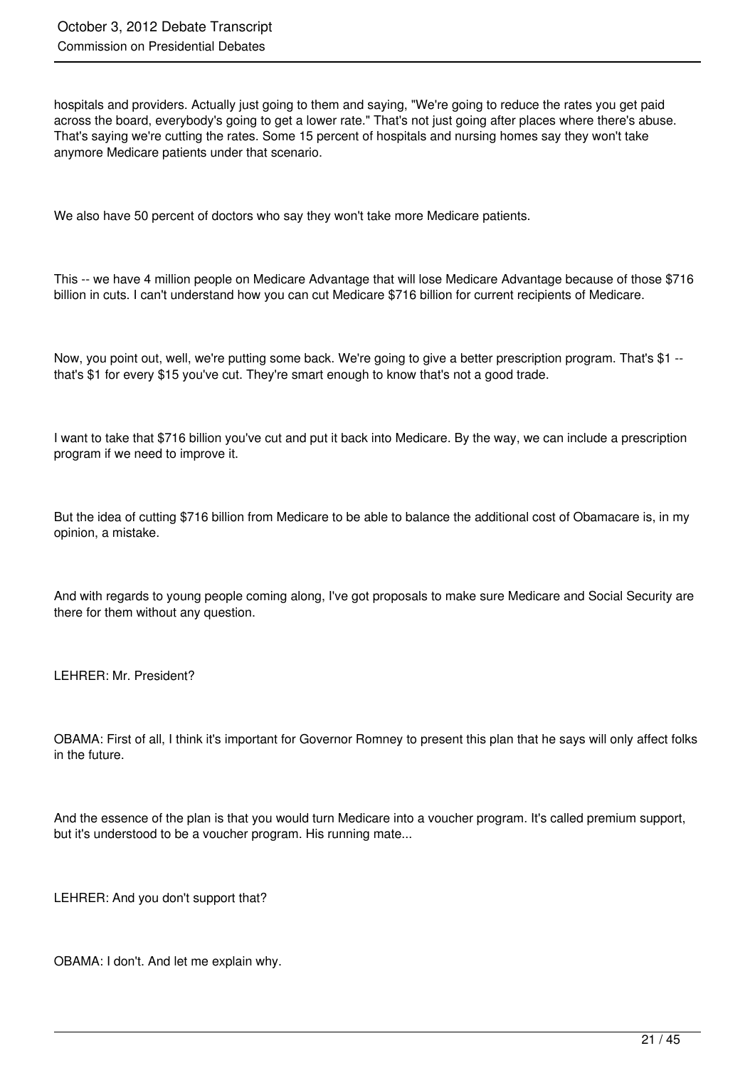hospitals and providers. Actually just going to them and saying, "We're going to reduce the rates you get paid across the board, everybody's going to get a lower rate." That's not just going after places where there's abuse. That's saying we're cutting the rates. Some 15 percent of hospitals and nursing homes say they won't take anymore Medicare patients under that scenario.

We also have 50 percent of doctors who say they won't take more Medicare patients.

This -- we have 4 million people on Medicare Advantage that will lose Medicare Advantage because of those $716 billion in cuts. I can't understand how you can cut Medicare $716 billion for current recipients of Medicare.

Now, you point out, well, we're putting some back. We're going to give a better prescription program. That's $1 -- that's $1 for every $15 you've cut. They're smart enough to know that's not a good trade.

I want to take that $716 billion you've cut and put it back into Medicare. By the way, we can include a prescription program if we need to improve it.

But the idea of cutting $716 billion from Medicare to be able to balance the additional cost of Obamacare is, in my opinion, a mistake.

And with regards to young people coming along, I've got proposals to make sure Medicare and Social Security are there for them without any question.

LEHRER: Mr. President?

OBAMA: First of all, I think it's important for Governor Romney to present this plan that he says will only affect folks in the future.

And the essence of the plan is that you would turn Medicare into a voucher program. It's called premium support, but it's understood to be a voucher program. His running mate...

LEHRER: And you don't support that?

OBAMA: I don't. And let me explain why.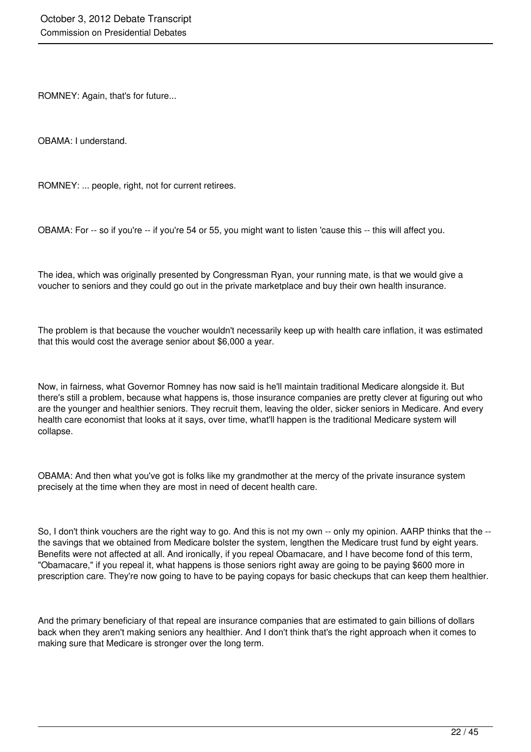ROMNEY: Again, that's for future...

OBAMA: I understand.

ROMNEY: ... people, right, not for current retirees.

OBAMA: For -- so if you're -- if you're 54 or 55, you might want to listen 'cause this -- this will affect you.

The idea, which was originally presented by Congressman Ryan, your running mate, is that we would give a voucher to seniors and they could go out in the private marketplace and buy their own health insurance.

The problem is that because the voucher wouldn't necessarily keep up with health care inflation, it was estimated that this would cost the average senior about $6,000 a year.

Now, in fairness, what Governor Romney has now said is he'll maintain traditional Medicare alongside it. But there's still a problem, because what happens is, those insurance companies are pretty clever at figuring out who are the younger and healthier seniors. They recruit them, leaving the older, sicker seniors in Medicare. And every health care economist that looks at it says, over time, what'll happen is the traditional Medicare system will collapse.

OBAMA: And then what you've got is folks like my grandmother at the mercy of the private insurance system precisely at the time when they are most in need of decent health care.

So, I don't think vouchers are the right way to go. And this is not my own -- only my opinion. AARP thinks that the -- the savings that we obtained from Medicare bolster the system, lengthen the Medicare trust fund by eight years. Benefits were not affected at all. And ironically, if you repeal Obamacare, and I have become fond of this term, "Obamacare," if you repeal it, what happens is those seniors right away are going to be paying $600 more in prescription care. They're now going to have to be paying copays for basic checkups that can keep them healthier.

And the primary beneficiary of that repeal are insurance companies that are estimated to gain billions of dollars back when they aren't making seniors any healthier. And I don't think that's the right approach when it comes to making sure that Medicare is stronger over the long term.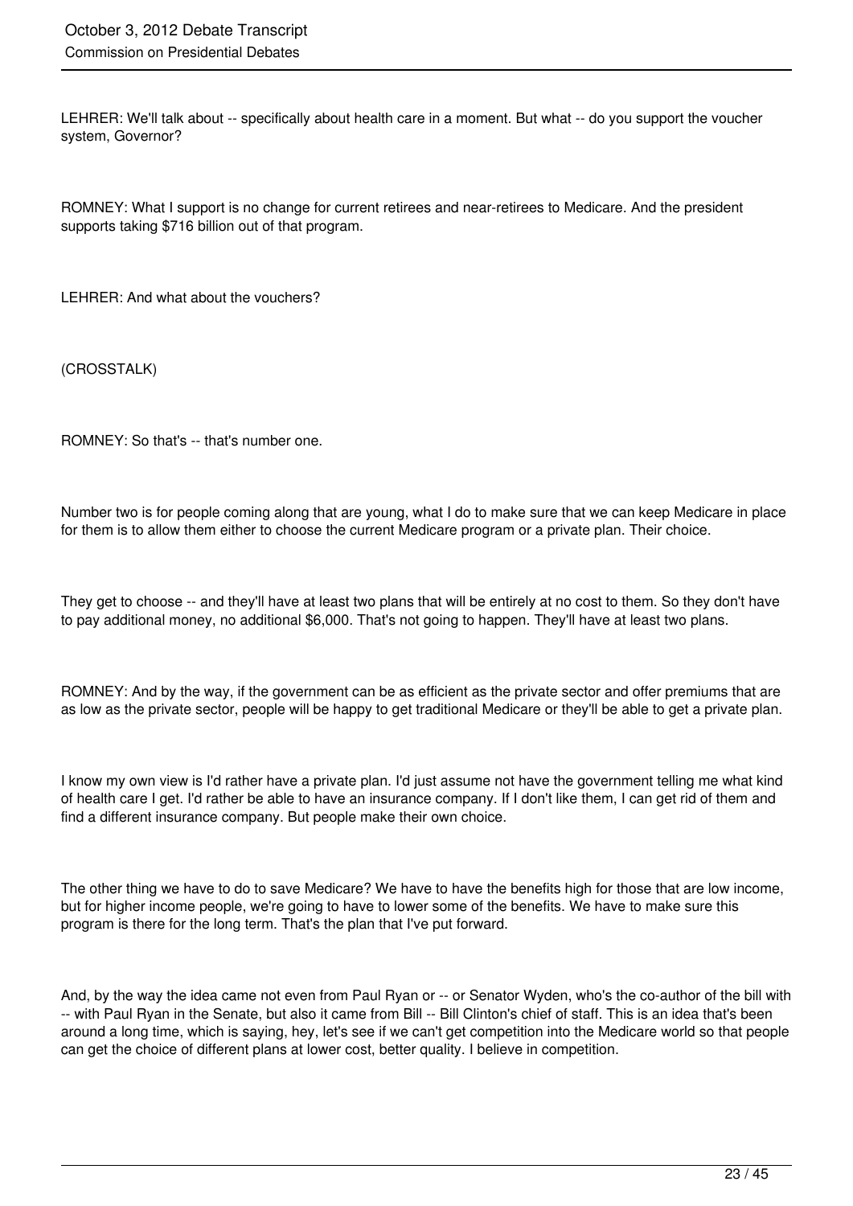LEHRER: We'll talk about -- specifically about health care in a moment. But what -- do you support the voucher system, Governor?

ROMNEY: What I support is no change for current retirees and near-retirees to Medicare. And the president supports taking $716 billion out of that program.

LEHRER: And what about the vouchers?

(CROSSTALK)

ROMNEY: So that's -- that's number one.

Number two is for people coming along that are young, what I do to make sure that we can keep Medicare in place for them is to allow them either to choose the current Medicare program or a private plan. Their choice.

They get to choose -- and they'll have at least two plans that will be entirely at no cost to them. So they don't have to pay additional money, no additional $6,000. That's not going to happen. They'll have at least two plans.

ROMNEY: And by the way, if the government can be as efficient as the private sector and offer premiums that are as low as the private sector, people will be happy to get traditional Medicare or they'll be able to get a private plan.

I know my own view is I'd rather have a private plan. I'd just assume not have the government telling me what kind of health care I get. I'd rather be able to have an insurance company. If I don't like them, I can get rid of them and find a different insurance company. But people make their own choice.

The other thing we have to do to save Medicare? We have to have the benefits high for those that are low income, but for higher income people, we're going to have to lower some of the benefits. We have to make sure this program is there for the long term. That's the plan that I've put forward.

And, by the way the idea came not even from Paul Ryan or -- or Senator Wyden, who's the co-author of the bill with -- with Paul Ryan in the Senate, but also it came from Bill -- Bill Clinton's chief of staff. This is an idea that's been around a long time, which is saying, hey, let's see if we can't get competition into the Medicare world so that people can get the choice of different plans at lower cost, better quality. I believe in competition.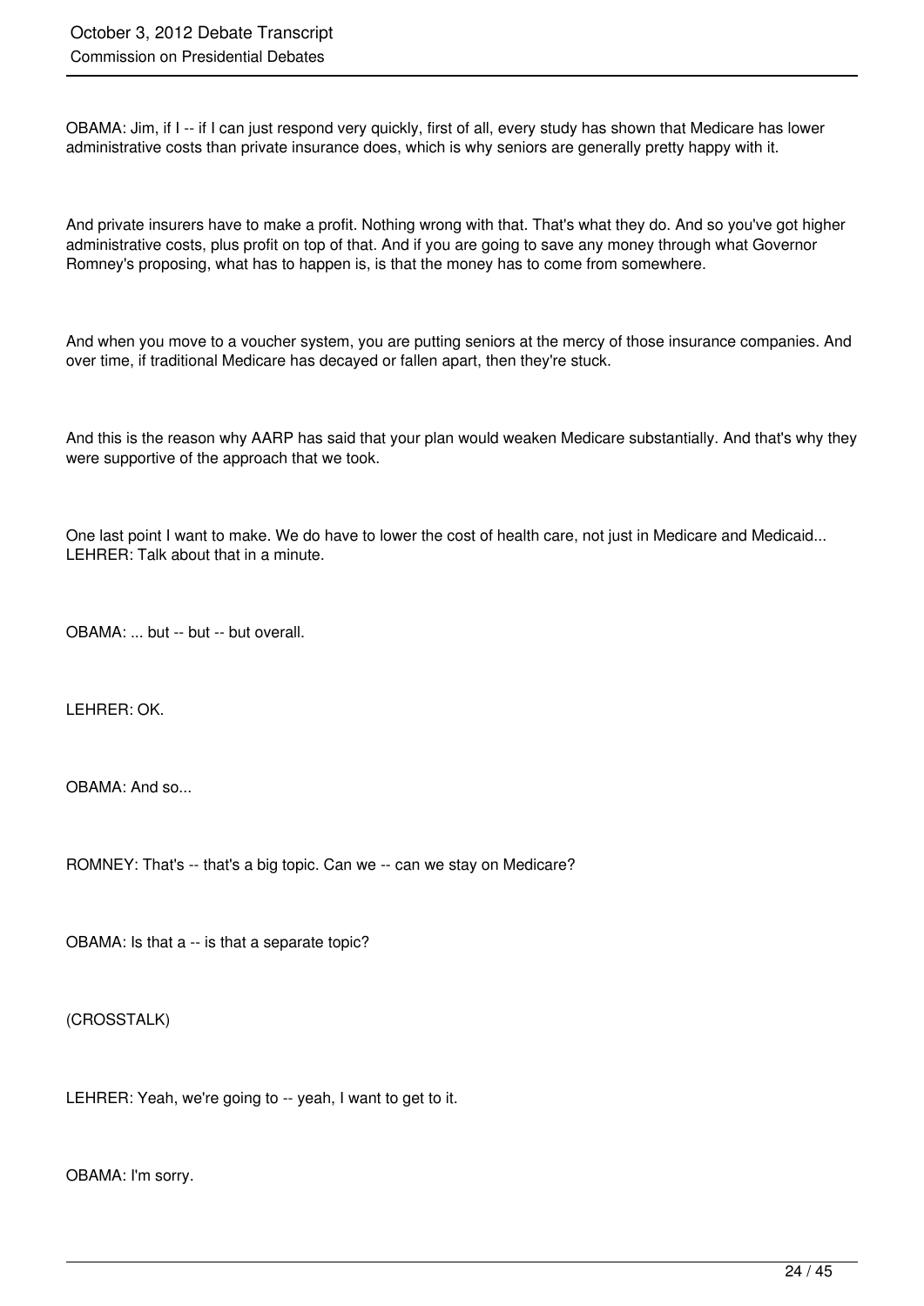OBAMA: Jim, if I -- if I can just respond very quickly, first of all, every study has shown that Medicare has lower administrative costs than private insurance does, which is why seniors are generally pretty happy with it.

And private insurers have to make a profit. Nothing wrong with that. That's what they do. And so you've got higher administrative costs, plus profit on top of that. And if you are going to save any money through what Governor Romney's proposing, what has to happen is, is that the money has to come from somewhere.

And when you move to a voucher system, you are putting seniors at the mercy of those insurance companies. And over time, if traditional Medicare has decayed or fallen apart, then they're stuck.

And this is the reason why AARP has said that your plan would weaken Medicare substantially. And that's why they were supportive of the approach that we took.

One last point I want to make. We do have to lower the cost of health care, not just in Medicare and Medicaid...
LEHRER: Talk about that in a minute.

OBAMA: ... but -- but -- but overall.

LEHRER: OK.

OBAMA: And so...

ROMNEY: That's -- that's a big topic. Can we -- can we stay on Medicare?

OBAMA: Is that a -- is that a separate topic?

(CROSSTALK)

LEHRER: Yeah, we're going to -- yeah, I want to get to it.

OBAMA: I'm sorry.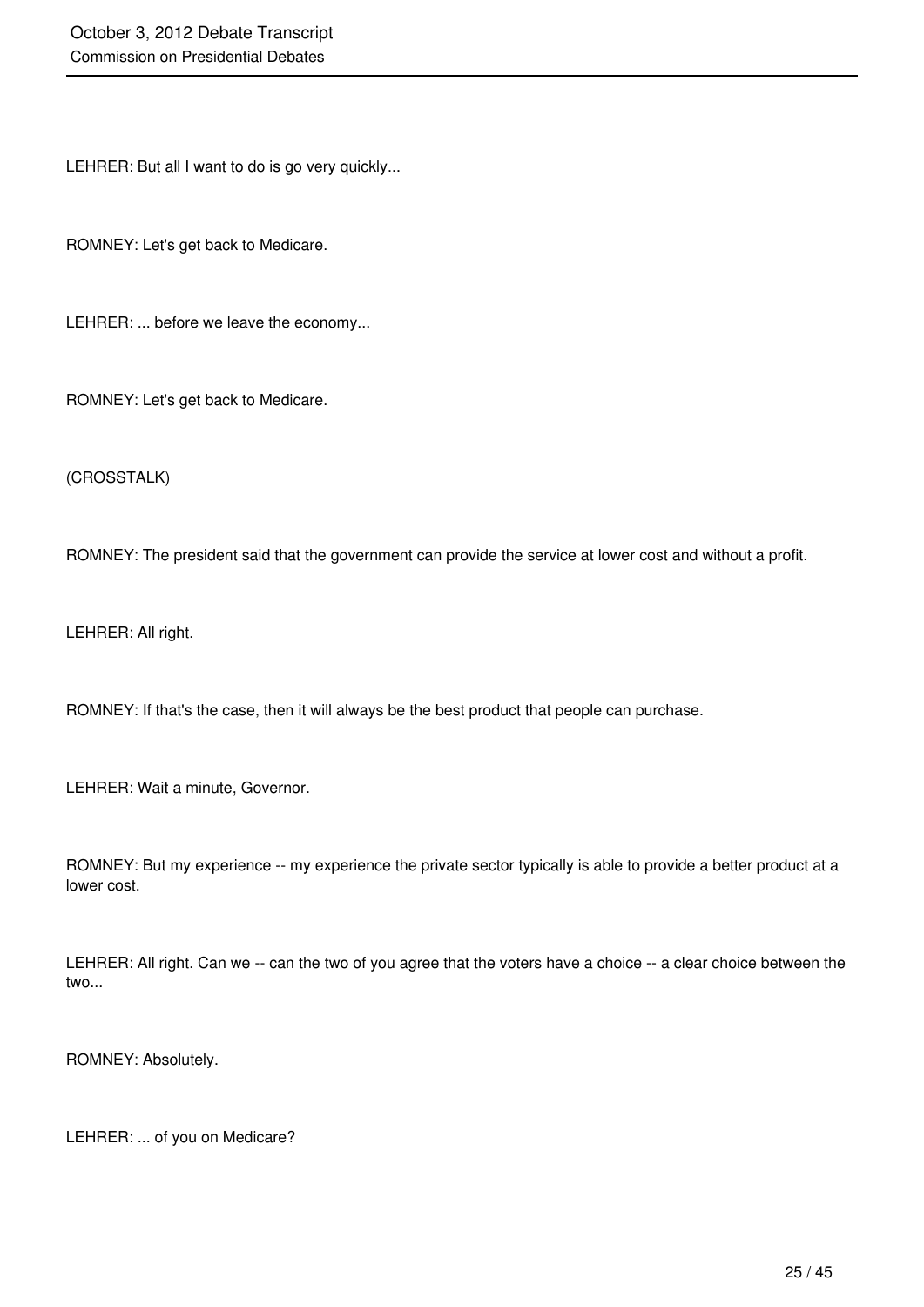LEHRER: But all I want to do is go very quickly...

ROMNEY: Let's get back to Medicare.

LEHRER: ... before we leave the economy...

ROMNEY: Let's get back to Medicare.

(CROSSTALK)

ROMNEY: The president said that the government can provide the service at lower cost and without a profit.

LEHRER: All right.

ROMNEY: If that's the case, then it will always be the best product that people can purchase.

LEHRER: Wait a minute, Governor.

ROMNEY: But my experience -- my experience the private sector typically is able to provide a better product at a lower cost.

LEHRER: All right. Can we -- can the two of you agree that the voters have a choice -- a clear choice between the two...

ROMNEY: Absolutely.

LEHRER: ... of you on Medicare?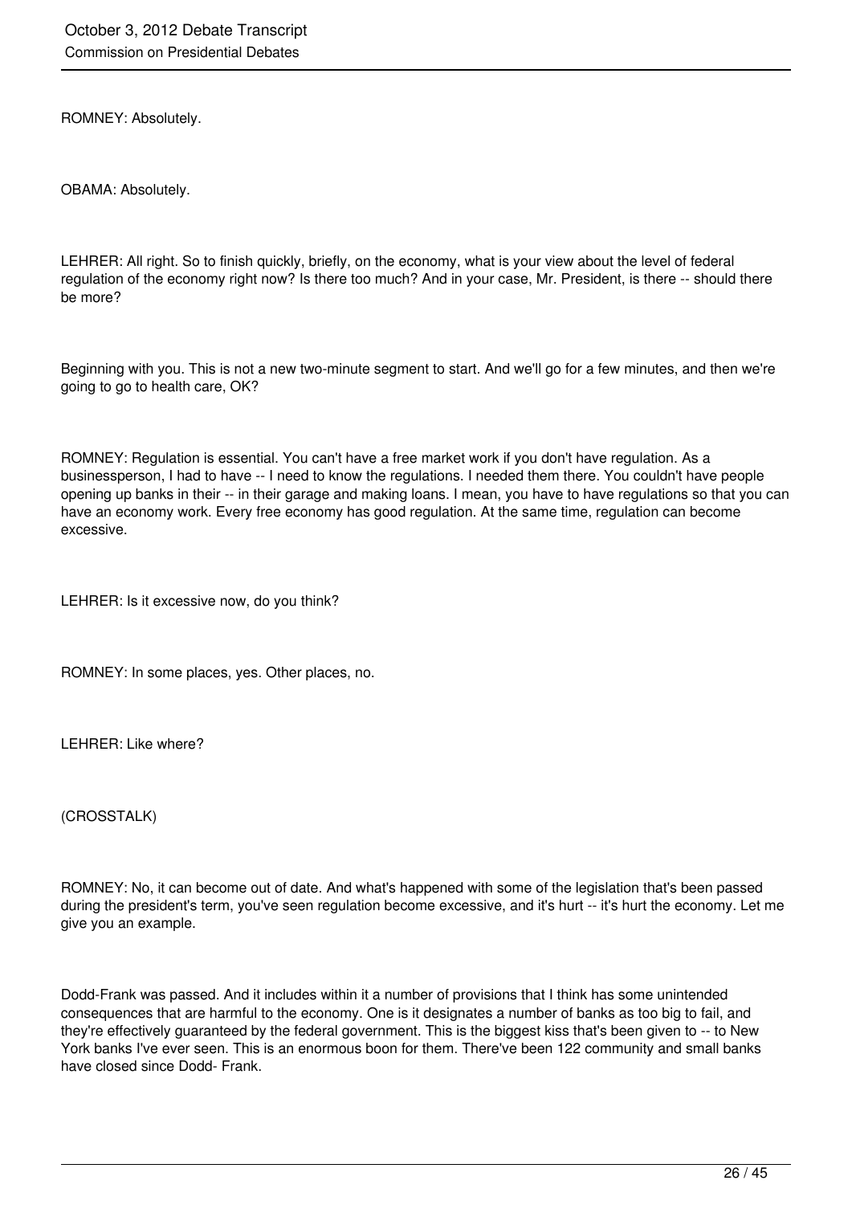ROMNEY: Absolutely.

OBAMA: Absolutely.

LEHRER: All right. So to finish quickly, briefly, on the economy, what is your view about the level of federal regulation of the economy right now? Is there too much? And in your case, Mr. President, is there -- should there be more?

Beginning with you. This is not a new two-minute segment to start. And we'll go for a few minutes, and then we're going to go to health care, OK?

ROMNEY: Regulation is essential. You can't have a free market work if you don't have regulation. As a businessperson, I had to have -- I need to know the regulations. I needed them there. You couldn't have people opening up banks in their -- in their garage and making loans. I mean, you have to have regulations so that you can have an economy work. Every free economy has good regulation. At the same time, regulation can become excessive.

LEHRER: Is it excessive now, do you think?

ROMNEY: In some places, yes. Other places, no.

LEHRER: Like where?

(CROSSTALK)

ROMNEY: No, it can become out of date. And what's happened with some of the legislation that's been passed during the president's term, you've seen regulation become excessive, and it's hurt -- it's hurt the economy. Let me give you an example.

Dodd-Frank was passed. And it includes within it a number of provisions that I think has some unintended consequences that are harmful to the economy. One is it designates a number of banks as too big to fail, and they're effectively guaranteed by the federal government. This is the biggest kiss that's been given to -- to New York banks I've ever seen. This is an enormous boon for them. There've been 122 community and small banks have closed since Dodd- Frank.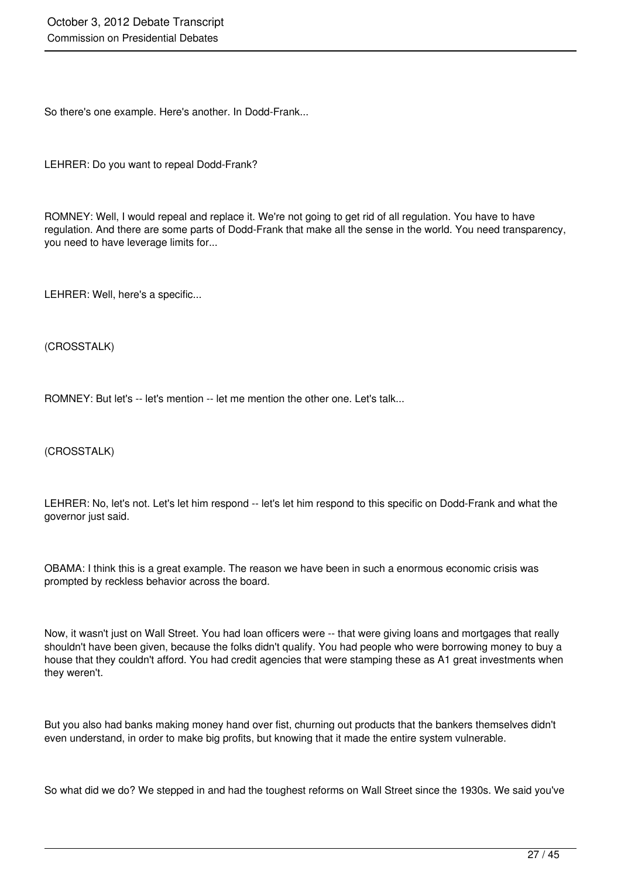So there's one example. Here's another. In Dodd-Frank...

LEHRER: Do you want to repeal Dodd-Frank?

ROMNEY: Well, I would repeal and replace it. We're not going to get rid of all regulation. You have to have regulation. And there are some parts of Dodd-Frank that make all the sense in the world. You need transparency, you need to have leverage limits for...

LEHRER: Well, here's a specific...

(CROSSTALK)

ROMNEY: But let's -- let's mention -- let me mention the other one. Let's talk...

(CROSSTALK)

LEHRER: No, let's not. Let's let him respond -- let's let him respond to this specific on Dodd-Frank and what the governor just said.

OBAMA: I think this is a great example. The reason we have been in such a enormous economic crisis was prompted by reckless behavior across the board.

Now, it wasn't just on Wall Street. You had loan officers were -- that were giving loans and mortgages that really shouldn't have been given, because the folks didn't qualify. You had people who were borrowing money to buy a house that they couldn't afford. You had credit agencies that were stamping these as A1 great investments when they weren't.

But you also had banks making money hand over fist, churning out products that the bankers themselves didn't even understand, in order to make big profits, but knowing that it made the entire system vulnerable.

So what did we do? We stepped in and had the toughest reforms on Wall Street since the 1930s. We said you've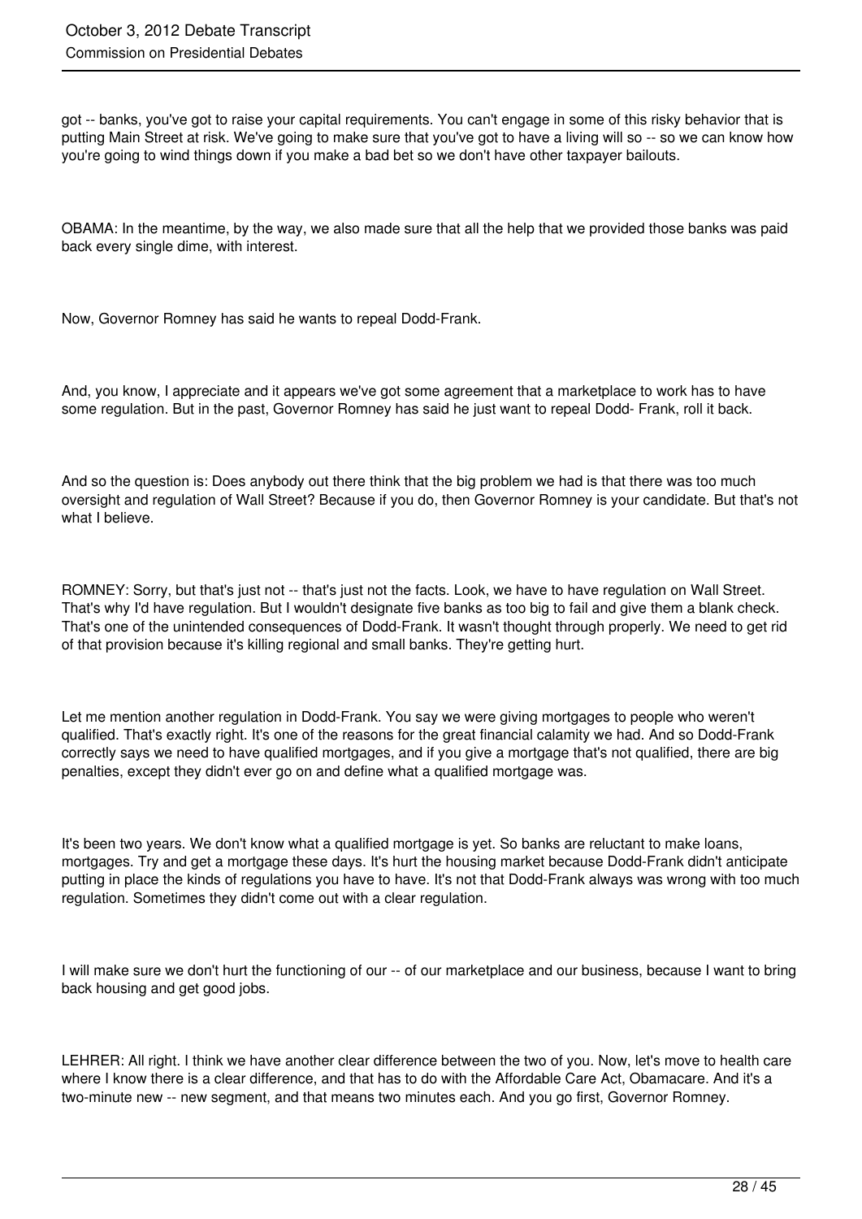got -- banks, you've got to raise your capital requirements. You can't engage in some of this risky behavior that is putting Main Street at risk. We've going to make sure that you've got to have a living will so -- so we can know how you're going to wind things down if you make a bad bet so we don't have other taxpayer bailouts.

OBAMA: In the meantime, by the way, we also made sure that all the help that we provided those banks was paid back every single dime, with interest.

Now, Governor Romney has said he wants to repeal Dodd-Frank.

And, you know, I appreciate and it appears we've got some agreement that a marketplace to work has to have some regulation. But in the past, Governor Romney has said he just want to repeal Dodd- Frank, roll it back.

And so the question is: Does anybody out there think that the big problem we had is that there was too much oversight and regulation of Wall Street? Because if you do, then Governor Romney is your candidate. But that's not what I believe.

ROMNEY: Sorry, but that's just not -- that's just not the facts. Look, we have to have regulation on Wall Street. That's why I'd have regulation. But I wouldn't designate five banks as too big to fail and give them a blank check. That's one of the unintended consequences of Dodd-Frank. It wasn't thought through properly. We need to get rid of that provision because it's killing regional and small banks. They're getting hurt.

Let me mention another regulation in Dodd-Frank. You say we were giving mortgages to people who weren't qualified. That's exactly right. It's one of the reasons for the great financial calamity we had. And so Dodd-Frank correctly says we need to have qualified mortgages, and if you give a mortgage that's not qualified, there are big penalties, except they didn't ever go on and define what a qualified mortgage was.

It's been two years. We don't know what a qualified mortgage is yet. So banks are reluctant to make loans, mortgages. Try and get a mortgage these days. It's hurt the housing market because Dodd-Frank didn't anticipate putting in place the kinds of regulations you have to have. It's not that Dodd-Frank always was wrong with too much regulation. Sometimes they didn't come out with a clear regulation.

I will make sure we don't hurt the functioning of our -- of our marketplace and our business, because I want to bring back housing and get good jobs.

LEHRER: All right. I think we have another clear difference between the two of you. Now, let's move to health care where I know there is a clear difference, and that has to do with the Affordable Care Act, Obamacare. And it's a two-minute new -- new segment, and that means two minutes each. And you go first, Governor Romney.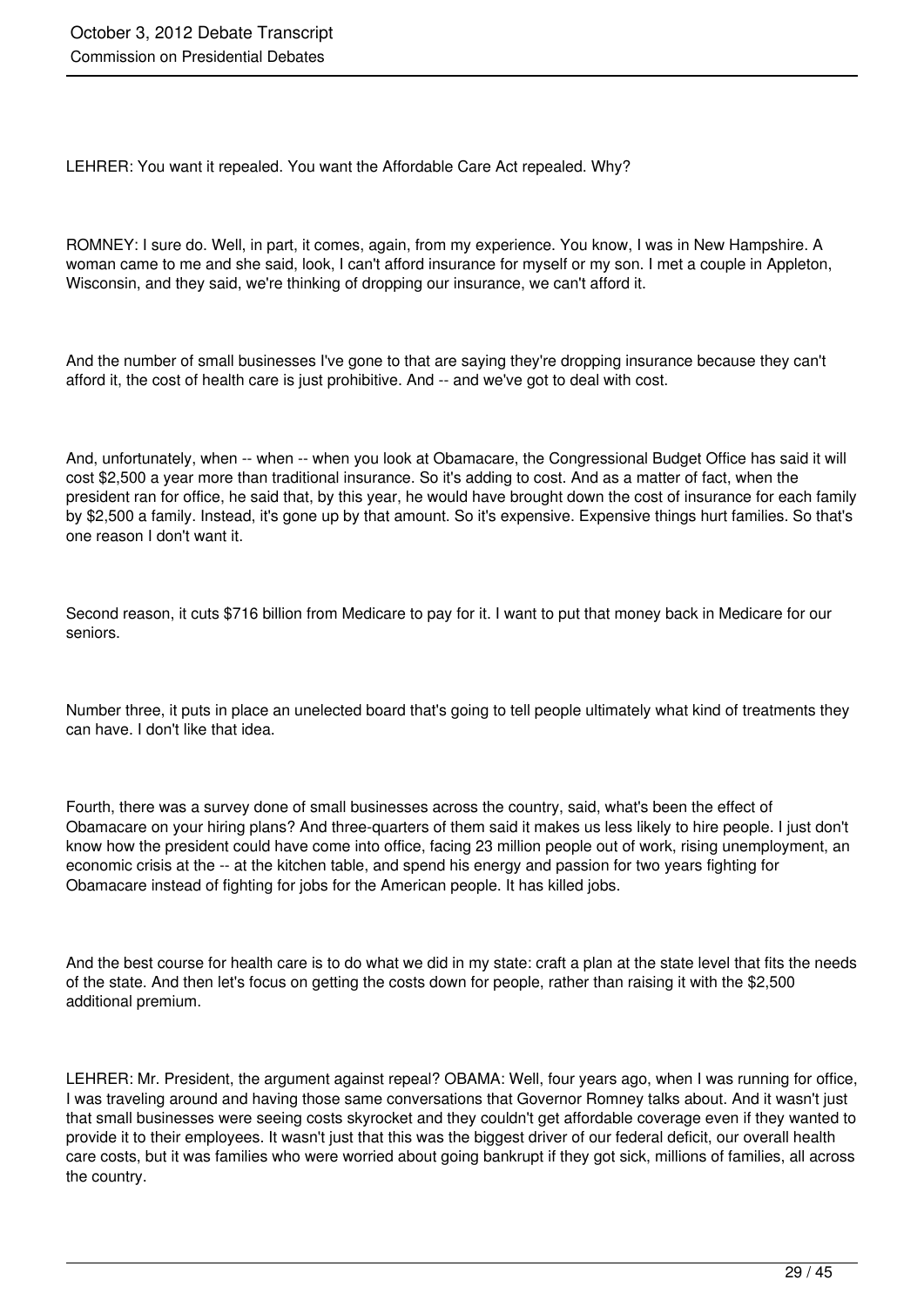LEHRER: You want it repealed. You want the Affordable Care Act repealed. Why?

ROMNEY: I sure do. Well, in part, it comes, again, from my experience. You know, I was in New Hampshire. A woman came to me and she said, look, I can't afford insurance for myself or my son. I met a couple in Appleton, Wisconsin, and they said, we're thinking of dropping our insurance, we can't afford it.

And the number of small businesses I've gone to that are saying they're dropping insurance because they can't afford it, the cost of health care is just prohibitive. And -- and we've got to deal with cost.

And, unfortunately, when -- when -- when you look at Obamacare, the Congressional Budget Office has said it will cost $2,500 a year more than traditional insurance. So it's adding to cost. And as a matter of fact, when the president ran for office, he said that, by this year, he would have brought down the cost of insurance for each family by $2,500 a family. Instead, it's gone up by that amount. So it's expensive. Expensive things hurt families. So that's one reason I don't want it.

Second reason, it cuts $716 billion from Medicare to pay for it. I want to put that money back in Medicare for our seniors.

Number three, it puts in place an unelected board that's going to tell people ultimately what kind of treatments they can have. I don't like that idea.

Fourth, there was a survey done of small businesses across the country, said, what's been the effect of Obamacare on your hiring plans? And three-quarters of them said it makes us less likely to hire people. I just don't know how the president could have come into office, facing 23 million people out of work, rising unemployment, an economic crisis at the -- at the kitchen table, and spend his energy and passion for two years fighting for Obamacare instead of fighting for jobs for the American people. It has killed jobs.

And the best course for health care is to do what we did in my state: craft a plan at the state level that fits the needs of the state. And then let's focus on getting the costs down for people, rather than raising it with the $2,500 additional premium.

LEHRER: Mr. President, the argument against repeal? OBAMA: Well, four years ago, when I was running for office, I was traveling around and having those same conversations that Governor Romney talks about. And it wasn't just that small businesses were seeing costs skyrocket and they couldn't get affordable coverage even if they wanted to provide it to their employees. It wasn't just that this was the biggest driver of our federal deficit, our overall health care costs, but it was families who were worried about going bankrupt if they got sick, millions of families, all across the country.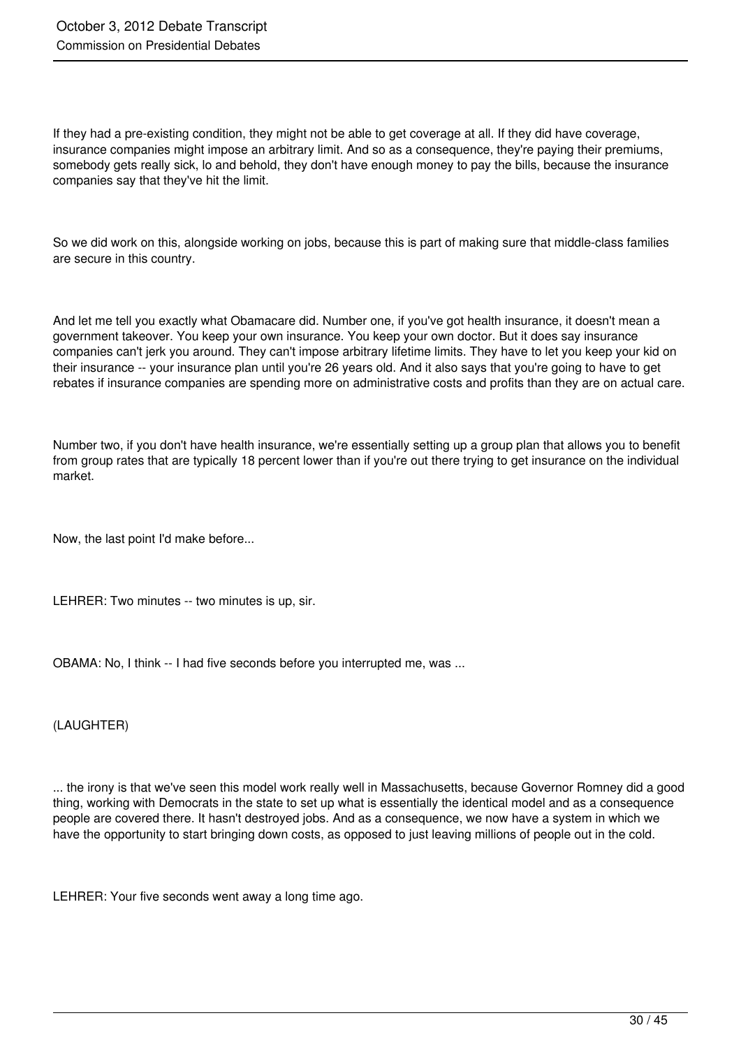If they had a pre-existing condition, they might not be able to get coverage at all. If they did have coverage, insurance companies might impose an arbitrary limit. And so as a consequence, they're paying their premiums, somebody gets really sick, lo and behold, they don't have enough money to pay the bills, because the insurance companies say that they've hit the limit.

So we did work on this, alongside working on jobs, because this is part of making sure that middle-class families are secure in this country.

And let me tell you exactly what Obamacare did. Number one, if you've got health insurance, it doesn't mean a government takeover. You keep your own insurance. You keep your own doctor. But it does say insurance companies can't jerk you around. They can't impose arbitrary lifetime limits. They have to let you keep your kid on their insurance -- your insurance plan until you're 26 years old. And it also says that you're going to have to get rebates if insurance companies are spending more on administrative costs and profits than they are on actual care.

Number two, if you don't have health insurance, we're essentially setting up a group plan that allows you to benefit from group rates that are typically 18 percent lower than if you're out there trying to get insurance on the individual market.

Now, the last point I'd make before...

LEHRER: Two minutes -- two minutes is up, sir.

OBAMA: No, I think -- I had five seconds before you interrupted me, was ...

(LAUGHTER)

... the irony is that we've seen this model work really well in Massachusetts, because Governor Romney did a good thing, working with Democrats in the state to set up what is essentially the identical model and as a consequence people are covered there. It hasn't destroyed jobs. And as a consequence, we now have a system in which we have the opportunity to start bringing down costs, as opposed to just leaving millions of people out in the cold.

LEHRER: Your five seconds went away a long time ago.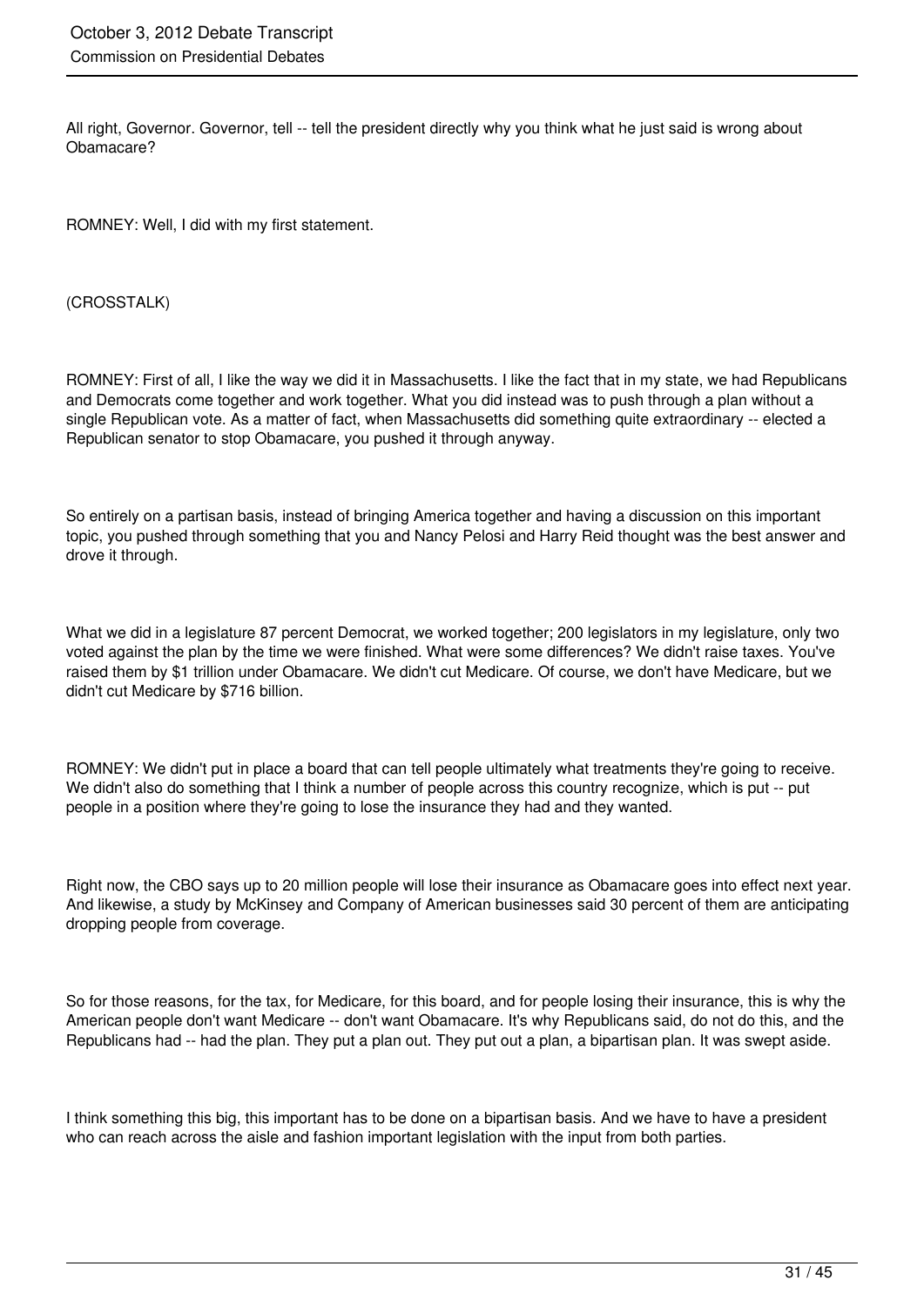All right, Governor. Governor, tell -- tell the president directly why you think what he just said is wrong about Obamacare?

ROMNEY: Well, I did with my first statement.

(CROSSTALK)

ROMNEY: First of all, I like the way we did it in Massachusetts. I like the fact that in my state, we had Republicans and Democrats come together and work together. What you did instead was to push through a plan without a single Republican vote. As a matter of fact, when Massachusetts did something quite extraordinary -- elected a Republican senator to stop Obamacare, you pushed it through anyway.

So entirely on a partisan basis, instead of bringing America together and having a discussion on this important topic, you pushed through something that you and Nancy Pelosi and Harry Reid thought was the best answer and drove it through.

What we did in a legislature 87 percent Democrat, we worked together; 200 legislators in my legislature, only two voted against the plan by the time we were finished. What were some differences? We didn't raise taxes. You've raised them by $1 trillion under Obamacare. We didn't cut Medicare. Of course, we don't have Medicare, but we didn't cut Medicare by $716 billion.

ROMNEY: We didn't put in place a board that can tell people ultimately what treatments they're going to receive. We didn't also do something that I think a number of people across this country recognize, which is put -- put people in a position where they're going to lose the insurance they had and they wanted.

Right now, the CBO says up to 20 million people will lose their insurance as Obamacare goes into effect next year. And likewise, a study by McKinsey and Company of American businesses said 30 percent of them are anticipating dropping people from coverage.

So for those reasons, for the tax, for Medicare, for this board, and for people losing their insurance, this is why the American people don't want Medicare -- don't want Obamacare. It's why Republicans said, do not do this, and the Republicans had -- had the plan. They put a plan out. They put out a plan, a bipartisan plan. It was swept aside.

I think something this big, this important has to be done on a bipartisan basis. And we have to have a president who can reach across the aisle and fashion important legislation with the input from both parties.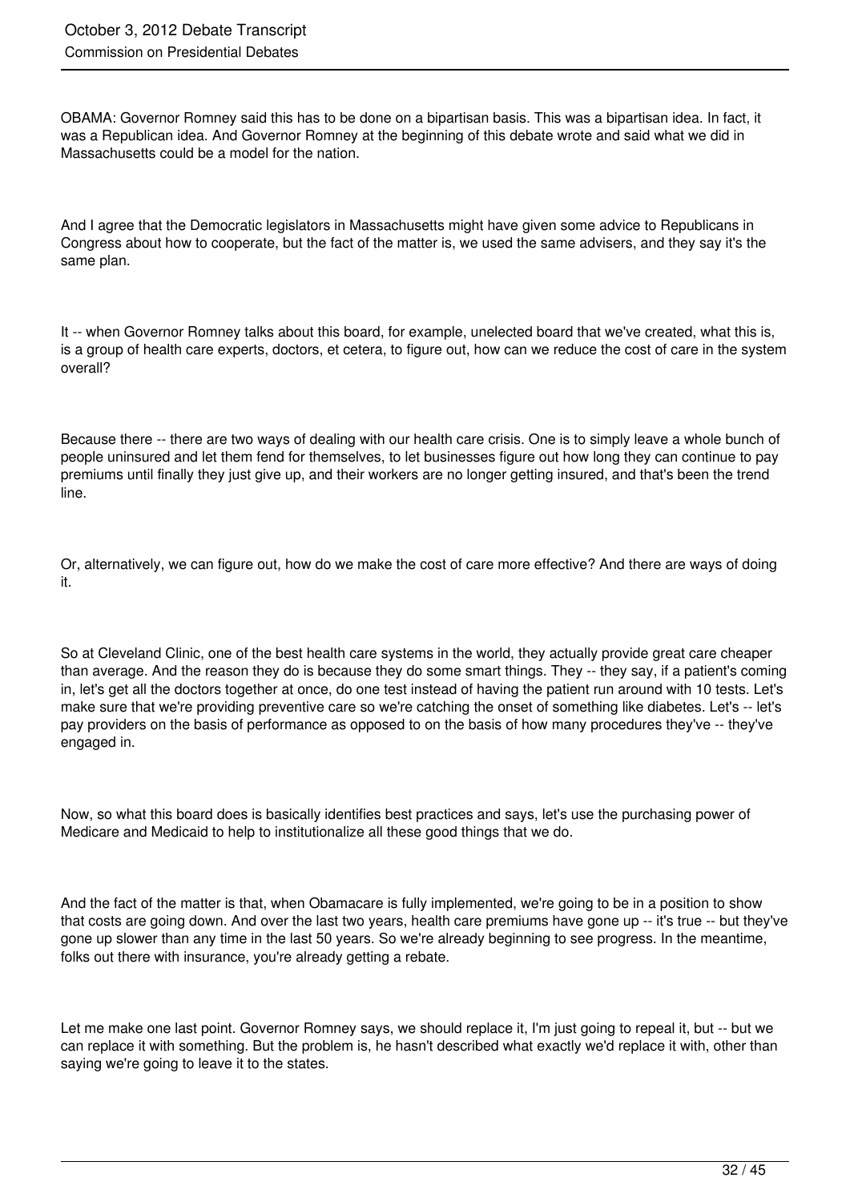OBAMA: Governor Romney said this has to be done on a bipartisan basis. This was a bipartisan idea. In fact, it was a Republican idea. And Governor Romney at the beginning of this debate wrote and said what we did in Massachusetts could be a model for the nation.

And I agree that the Democratic legislators in Massachusetts might have given some advice to Republicans in Congress about how to cooperate, but the fact of the matter is, we used the same advisers, and they say it's the same plan.

It -- when Governor Romney talks about this board, for example, unelected board that we've created, what this is, is a group of health care experts, doctors, et cetera, to figure out, how can we reduce the cost of care in the system overall?

Because there -- there are two ways of dealing with our health care crisis. One is to simply leave a whole bunch of people uninsured and let them fend for themselves, to let businesses figure out how long they can continue to pay premiums until finally they just give up, and their workers are no longer getting insured, and that's been the trend line.

Or, alternatively, we can figure out, how do we make the cost of care more effective? And there are ways of doing it.

So at Cleveland Clinic, one of the best health care systems in the world, they actually provide great care cheaper than average. And the reason they do is because they do some smart things. They -- they say, if a patient's coming in, let's get all the doctors together at once, do one test instead of having the patient run around with 10 tests. Let's make sure that we're providing preventive care so we're catching the onset of something like diabetes. Let's -- let's pay providers on the basis of performance as opposed to on the basis of how many procedures they've -- they've engaged in.

Now, so what this board does is basically identifies best practices and says, let's use the purchasing power of Medicare and Medicaid to help to institutionalize all these good things that we do.

And the fact of the matter is that, when Obamacare is fully implemented, we're going to be in a position to show that costs are going down. And over the last two years, health care premiums have gone up -- it's true -- but they've gone up slower than any time in the last 50 years. So we're already beginning to see progress. In the meantime, folks out there with insurance, you're already getting a rebate.

Let me make one last point. Governor Romney says, we should replace it, I'm just going to repeal it, but -- but we can replace it with something. But the problem is, he hasn't described what exactly we'd replace it with, other than saying we're going to leave it to the states.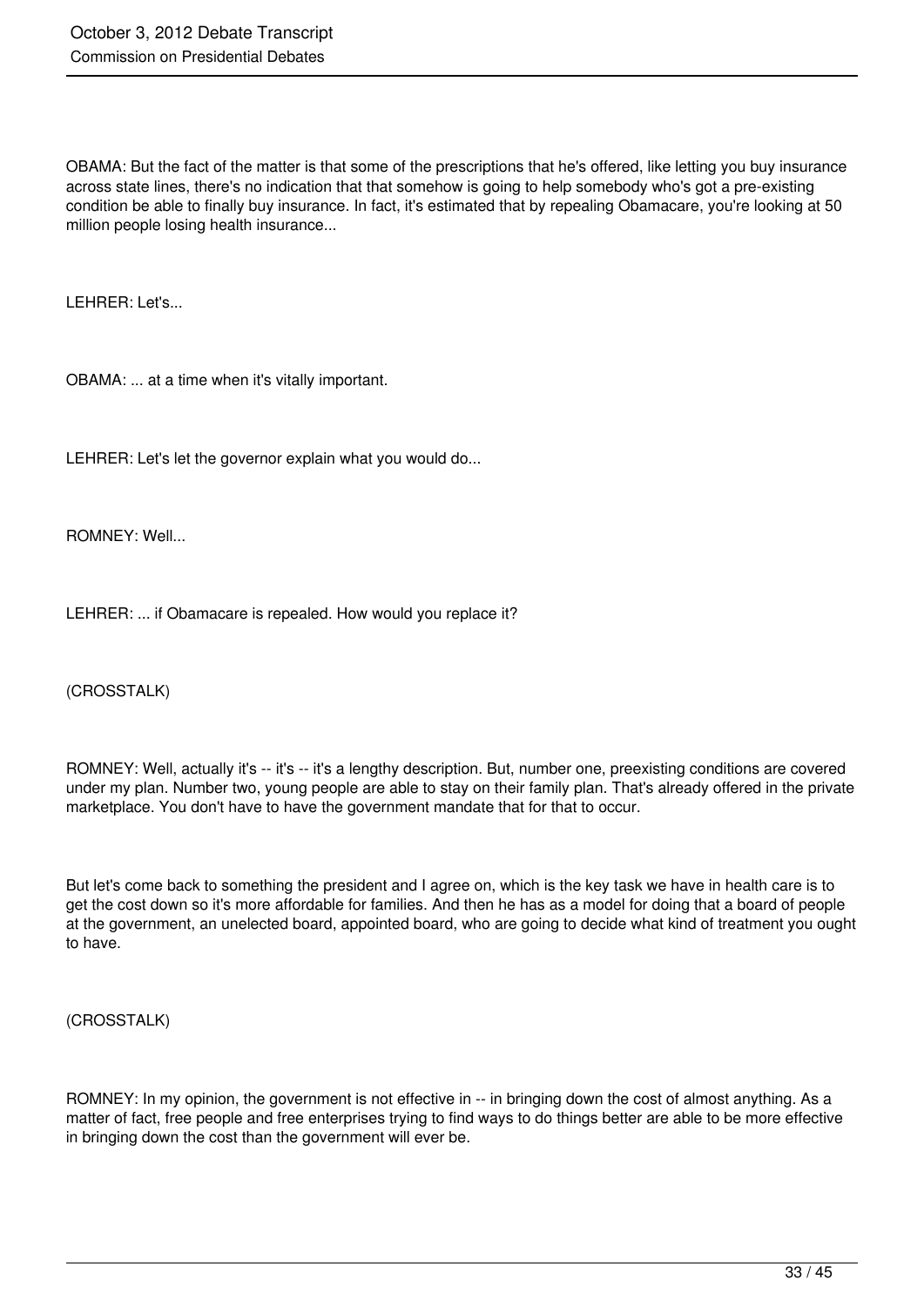OBAMA: But the fact of the matter is that some of the prescriptions that he's offered, like letting you buy insurance across state lines, there's no indication that that somehow is going to help somebody who's got a pre-existing condition be able to finally buy insurance. In fact, it's estimated that by repealing Obamacare, you're looking at 50 million people losing health insurance...

LEHRER: Let's...

OBAMA: ... at a time when it's vitally important.

LEHRER: Let's let the governor explain what you would do...

ROMNEY: Well...

LEHRER: ... if Obamacare is repealed. How would you replace it?

(CROSSTALK)

ROMNEY: Well, actually it's -- it's -- it's a lengthy description. But, number one, preexisting conditions are covered under my plan. Number two, young people are able to stay on their family plan. That's already offered in the private marketplace. You don't have to have the government mandate that for that to occur.

But let's come back to something the president and I agree on, which is the key task we have in health care is to get the cost down so it's more affordable for families. And then he has as a model for doing that a board of people at the government, an unelected board, appointed board, who are going to decide what kind of treatment you ought to have.

(CROSSTALK)

ROMNEY: In my opinion, the government is not effective in -- in bringing down the cost of almost anything. As a matter of fact, free people and free enterprises trying to find ways to do things better are able to be more effective in bringing down the cost than the government will ever be.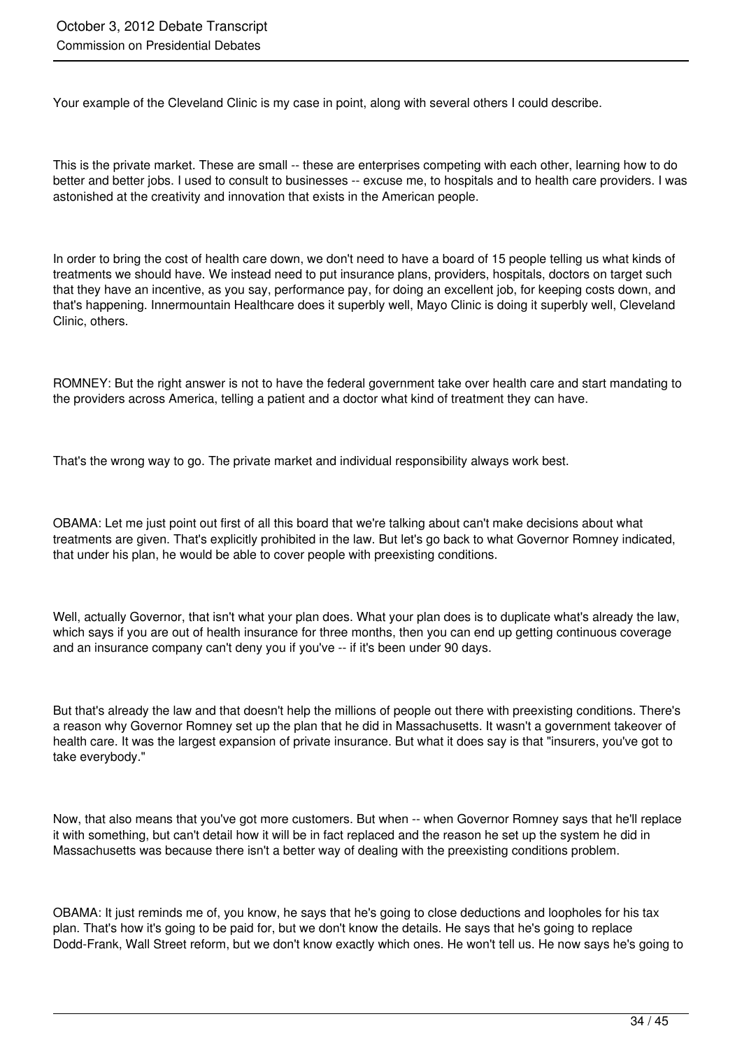Your example of the Cleveland Clinic is my case in point, along with several others I could describe.

This is the private market. These are small -- these are enterprises competing with each other, learning how to do better and better jobs. I used to consult to businesses -- excuse me, to hospitals and to health care providers. I was astonished at the creativity and innovation that exists in the American people.

In order to bring the cost of health care down, we don't need to have a board of 15 people telling us what kinds of treatments we should have. We instead need to put insurance plans, providers, hospitals, doctors on target such that they have an incentive, as you say, performance pay, for doing an excellent job, for keeping costs down, and that's happening. Innermountain Healthcare does it superbly well, Mayo Clinic is doing it superbly well, Cleveland Clinic, others.

ROMNEY: But the right answer is not to have the federal government take over health care and start mandating to the providers across America, telling a patient and a doctor what kind of treatment they can have.

That's the wrong way to go. The private market and individual responsibility always work best.

OBAMA: Let me just point out first of all this board that we're talking about can't make decisions about what treatments are given. That's explicitly prohibited in the law. But let's go back to what Governor Romney indicated, that under his plan, he would be able to cover people with preexisting conditions.

Well, actually Governor, that isn't what your plan does. What your plan does is to duplicate what's already the law, which says if you are out of health insurance for three months, then you can end up getting continuous coverage and an insurance company can't deny you if you've -- if it's been under 90 days.

But that's already the law and that doesn't help the millions of people out there with preexisting conditions. There's a reason why Governor Romney set up the plan that he did in Massachusetts. It wasn't a government takeover of health care. It was the largest expansion of private insurance. But what it does say is that "insurers, you've got to take everybody."

Now, that also means that you've got more customers. But when -- when Governor Romney says that he'll replace it with something, but can't detail how it will be in fact replaced and the reason he set up the system he did in Massachusetts was because there isn't a better way of dealing with the preexisting conditions problem.

OBAMA: It just reminds me of, you know, he says that he's going to close deductions and loopholes for his tax plan. That's how it's going to be paid for, but we don't know the details. He says that he's going to replace Dodd-Frank, Wall Street reform, but we don't know exactly which ones. He won't tell us. He now says he's going to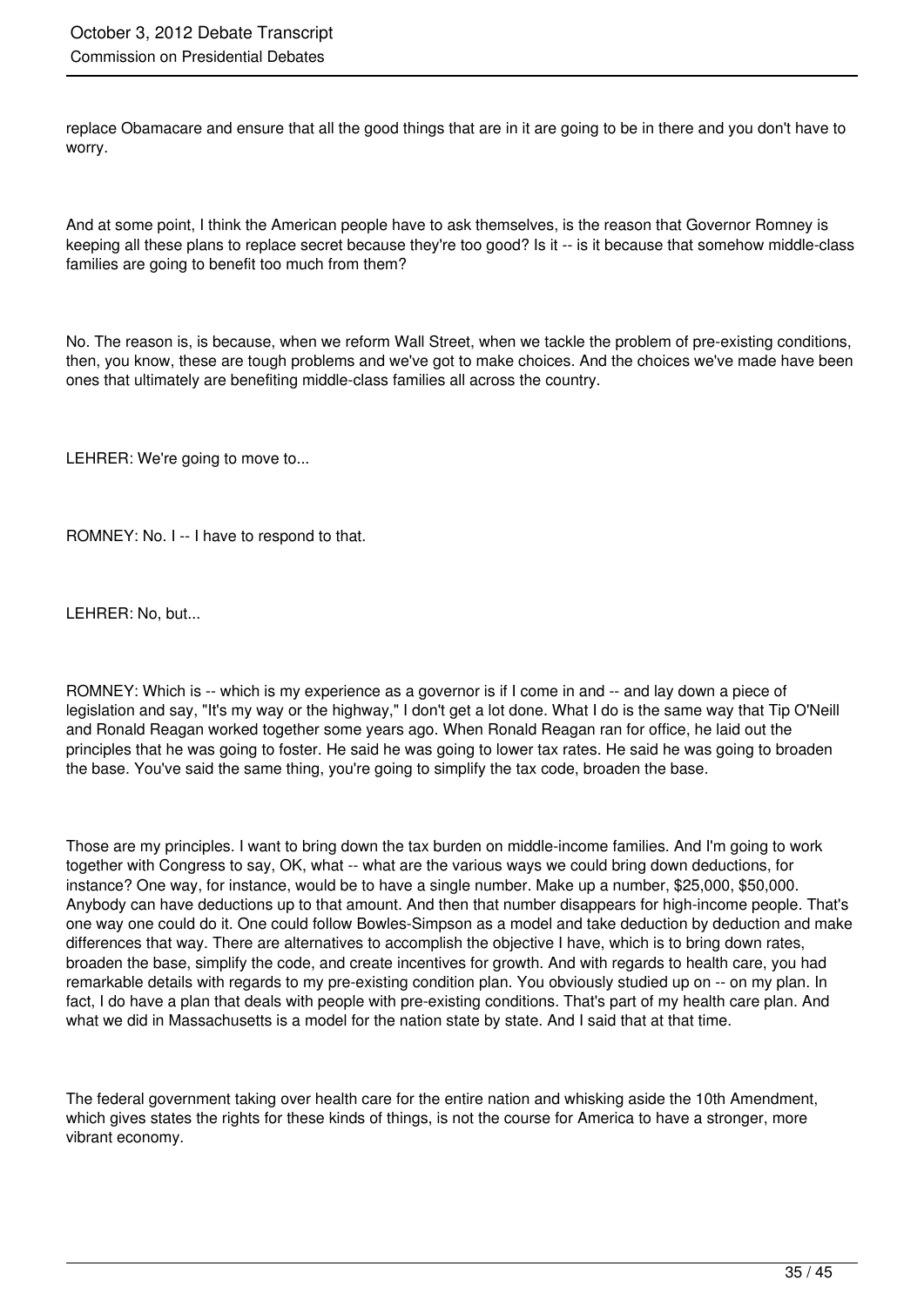replace Obamacare and ensure that all the good things that are in it are going to be in there and you don't have to worry.

And at some point, I think the American people have to ask themselves, is the reason that Governor Romney is keeping all these plans to replace secret because they're too good? Is it -- is it because that somehow middle-class families are going to benefit too much from them?

No. The reason is, is because, when we reform Wall Street, when we tackle the problem of pre-existing conditions, then, you know, these are tough problems and we've got to make choices. And the choices we've made have been ones that ultimately are benefiting middle-class families all across the country.

LEHRER: We're going to move to...

ROMNEY: No. I -- I have to respond to that.

LEHRER: No, but...

ROMNEY: Which is -- which is my experience as a governor is if I come in and -- and lay down a piece of legislation and say, "It's my way or the highway," I don't get a lot done. What I do is the same way that Tip O'Neill and Ronald Reagan worked together some years ago. When Ronald Reagan ran for office, he laid out the principles that he was going to foster. He said he was going to lower tax rates. He said he was going to broaden the base. You've said the same thing, you're going to simplify the tax code, broaden the base.

Those are my principles. I want to bring down the tax burden on middle-income families. And I'm going to work together with Congress to say, OK, what -- what are the various ways we could bring down deductions, for instance? One way, for instance, would be to have a single number. Make up a number, $25,000, $50,000. Anybody can have deductions up to that amount. And then that number disappears for high-income people. That's one way one could do it. One could follow Bowles-Simpson as a model and take deduction by deduction and make differences that way. There are alternatives to accomplish the objective I have, which is to bring down rates, broaden the base, simplify the code, and create incentives for growth. And with regards to health care, you had remarkable details with regards to my pre-existing condition plan. You obviously studied up on -- on my plan. In fact, I do have a plan that deals with people with pre-existing conditions. That's part of my health care plan. And what we did in Massachusetts is a model for the nation state by state. And I said that at that time.

The federal government taking over health care for the entire nation and whisking aside the 10th Amendment, which gives states the rights for these kinds of things, is not the course for America to have a stronger, more vibrant economy.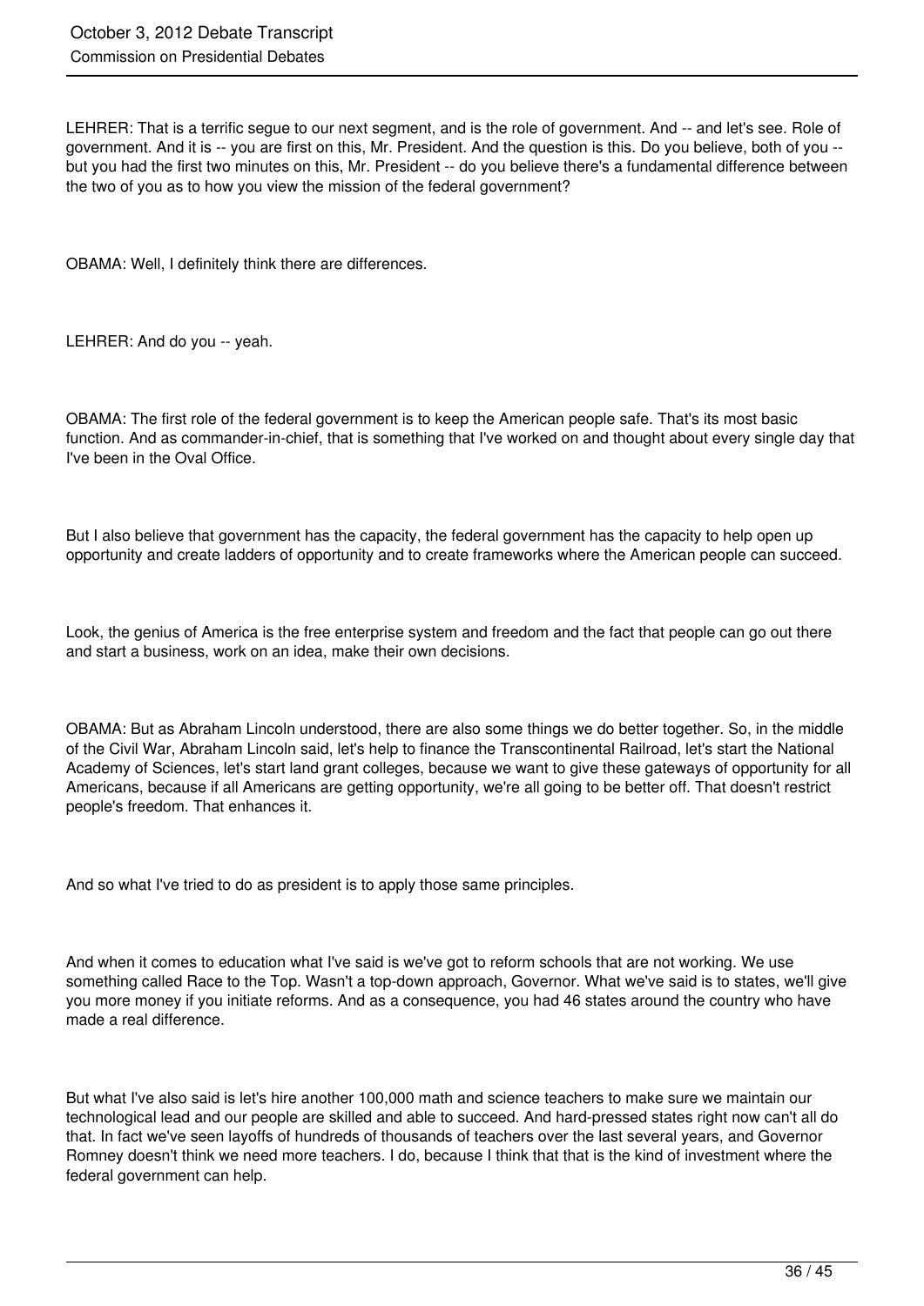LEHRER: That is a terrific segue to our next segment, and is the role of government. And -- and let's see. Role of government. And it is -- you are first on this, Mr. President. And the question is this. Do you believe, both of you -- but you had the first two minutes on this, Mr. President -- do you believe there's a fundamental difference between the two of you as to how you view the mission of the federal government?

OBAMA: Well, I definitely think there are differences.

LEHRER: And do you -- yeah.

OBAMA: The first role of the federal government is to keep the American people safe. That's its most basic function. And as commander-in-chief, that is something that I've worked on and thought about every single day that I've been in the Oval Office.

But I also believe that government has the capacity, the federal government has the capacity to help open up opportunity and create ladders of opportunity and to create frameworks where the American people can succeed.

Look, the genius of America is the free enterprise system and freedom and the fact that people can go out there and start a business, work on an idea, make their own decisions.

OBAMA: But as Abraham Lincoln understood, there are also some things we do better together. So, in the middle of the Civil War, Abraham Lincoln said, let's help to finance the Transcontinental Railroad, let's start the National Academy of Sciences, let's start land grant colleges, because we want to give these gateways of opportunity for all Americans, because if all Americans are getting opportunity, we're all going to be better off. That doesn't restrict people's freedom. That enhances it.

And so what I've tried to do as president is to apply those same principles.

And when it comes to education what I've said is we've got to reform schools that are not working. We use something called Race to the Top. Wasn't a top-down approach, Governor. What we've said is to states, we'll give you more money if you initiate reforms. And as a consequence, you had 46 states around the country who have made a real difference.

But what I've also said is let's hire another 100,000 math and science teachers to make sure we maintain our technological lead and our people are skilled and able to succeed. And hard-pressed states right now can't all do that. In fact we've seen layoffs of hundreds of thousands of teachers over the last several years, and Governor Romney doesn't think we need more teachers. I do, because I think that that is the kind of investment where the federal government can help.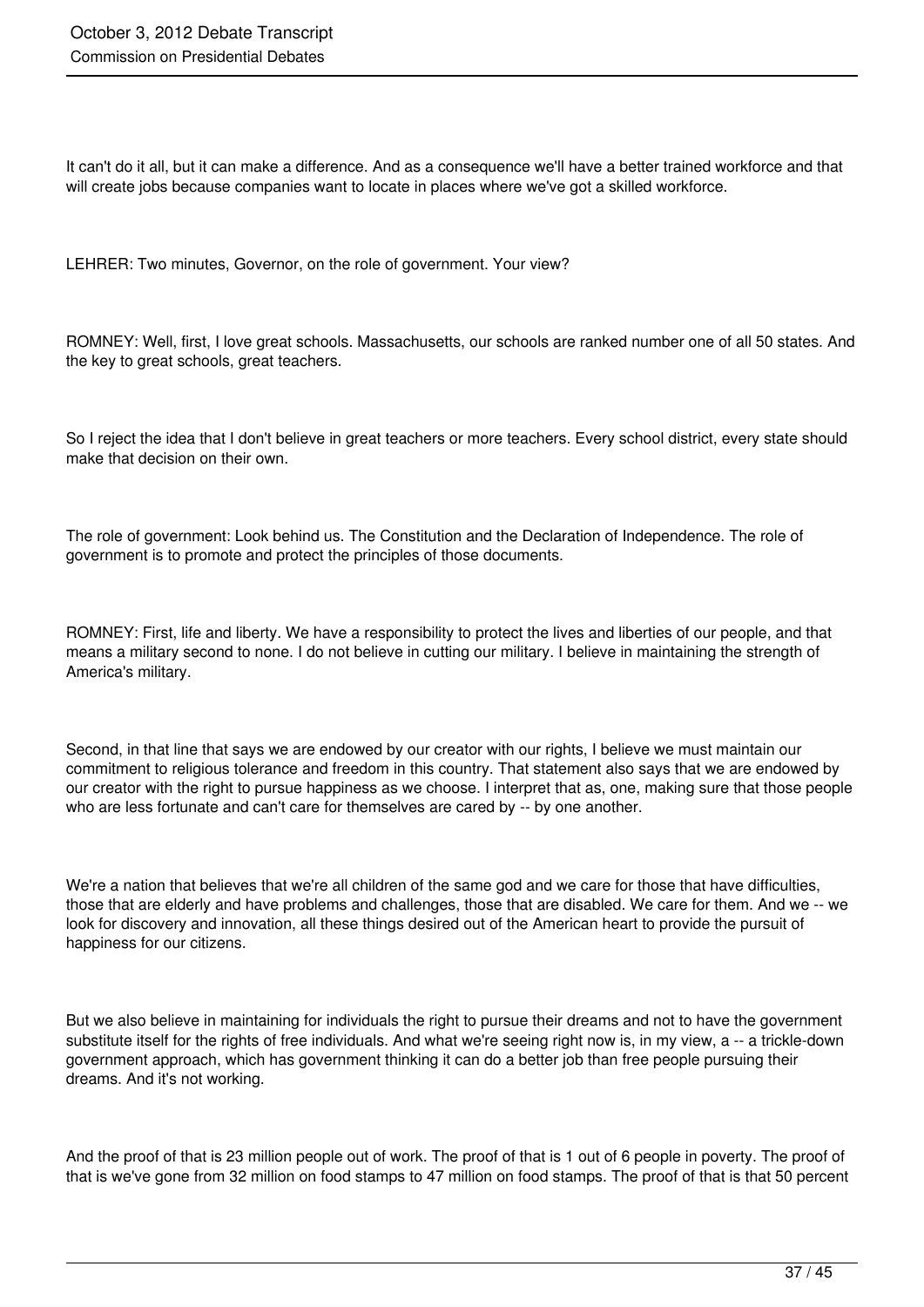It can't do it all, but it can make a difference. And as a consequence we'll have a better trained workforce and that will create jobs because companies want to locate in places where we've got a skilled workforce.

LEHRER: Two minutes, Governor, on the role of government. Your view?

ROMNEY: Well, first, I love great schools. Massachusetts, our schools are ranked number one of all 50 states. And the key to great schools, great teachers.

So I reject the idea that I don't believe in great teachers or more teachers. Every school district, every state should make that decision on their own.

The role of government: Look behind us. The Constitution and the Declaration of Independence. The role of government is to promote and protect the principles of those documents.

ROMNEY: First, life and liberty. We have a responsibility to protect the lives and liberties of our people, and that means a military second to none. I do not believe in cutting our military. I believe in maintaining the strength of America's military.

Second, in that line that says we are endowed by our creator with our rights, I believe we must maintain our commitment to religious tolerance and freedom in this country. That statement also says that we are endowed by our creator with the right to pursue happiness as we choose. I interpret that as, one, making sure that those people who are less fortunate and can't care for themselves are cared by -- by one another.

We're a nation that believes that we're all children of the same god and we care for those that have difficulties, those that are elderly and have problems and challenges, those that are disabled. We care for them. And we -- we look for discovery and innovation, all these things desired out of the American heart to provide the pursuit of happiness for our citizens.

But we also believe in maintaining for individuals the right to pursue their dreams and not to have the government substitute itself for the rights of free individuals. And what we're seeing right now is, in my view, a -- a trickle-down government approach, which has government thinking it can do a better job than free people pursuing their dreams. And it's not working.

And the proof of that is 23 million people out of work. The proof of that is 1 out of 6 people in poverty. The proof of that is we've gone from 32 million on food stamps to 47 million on food stamps. The proof of that is that 50 percent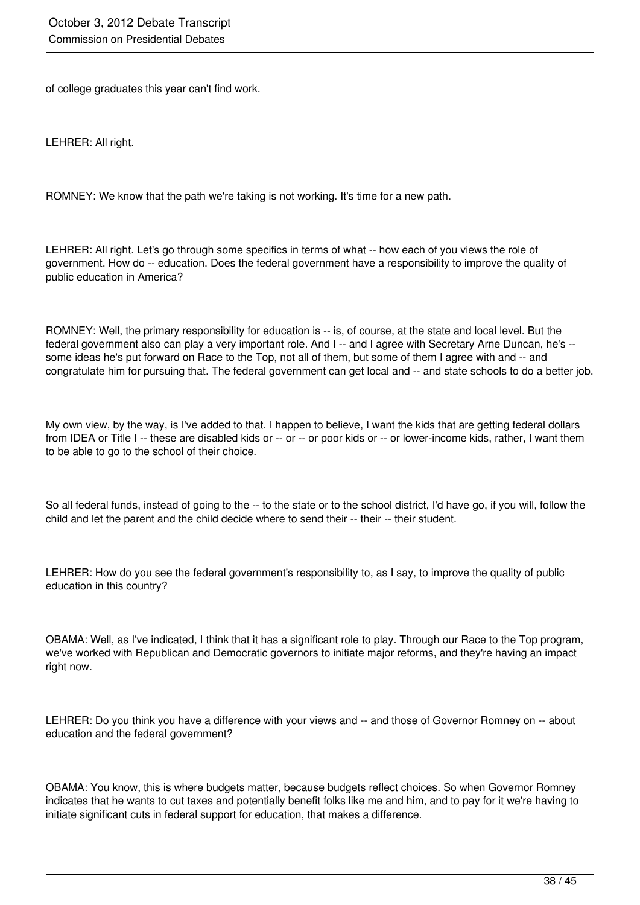of college graduates this year can't find work.

LEHRER: All right.

ROMNEY: We know that the path we're taking is not working. It's time for a new path.

LEHRER: All right. Let's go through some specifics in terms of what -- how each of you views the role of government. How do -- education. Does the federal government have a responsibility to improve the quality of public education in America?

ROMNEY: Well, the primary responsibility for education is -- is, of course, at the state and local level. But the federal government also can play a very important role. And I -- and I agree with Secretary Arne Duncan, he's -- some ideas he's put forward on Race to the Top, not all of them, but some of them I agree with and -- and congratulate him for pursuing that. The federal government can get local and -- and state schools to do a better job.

My own view, by the way, is I've added to that. I happen to believe, I want the kids that are getting federal dollars from IDEA or Title I -- these are disabled kids or -- or -- or poor kids or -- or lower-income kids, rather, I want them to be able to go to the school of their choice.

So all federal funds, instead of going to the -- to the state or to the school district, I'd have go, if you will, follow the child and let the parent and the child decide where to send their -- their -- their student.

LEHRER: How do you see the federal government's responsibility to, as I say, to improve the quality of public education in this country?

OBAMA: Well, as I've indicated, I think that it has a significant role to play. Through our Race to the Top program, we've worked with Republican and Democratic governors to initiate major reforms, and they're having an impact right now.

LEHRER: Do you think you have a difference with your views and -- and those of Governor Romney on -- about education and the federal government?

OBAMA: You know, this is where budgets matter, because budgets reflect choices. So when Governor Romney indicates that he wants to cut taxes and potentially benefit folks like me and him, and to pay for it we're having to initiate significant cuts in federal support for education, that makes a difference.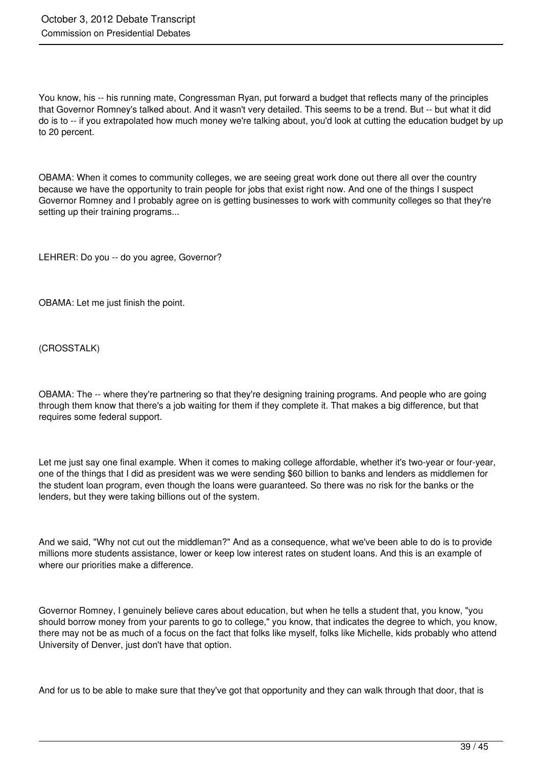You know, his -- his running mate, Congressman Ryan, put forward a budget that reflects many of the principles that Governor Romney's talked about. And it wasn't very detailed. This seems to be a trend. But -- but what it did do is to -- if you extrapolated how much money we're talking about, you'd look at cutting the education budget by up to 20 percent.

OBAMA: When it comes to community colleges, we are seeing great work done out there all over the country because we have the opportunity to train people for jobs that exist right now. And one of the things I suspect Governor Romney and I probably agree on is getting businesses to work with community colleges so that they're setting up their training programs...

LEHRER: Do you -- do you agree, Governor?

OBAMA: Let me just finish the point.

(CROSSTALK)

OBAMA: The -- where they're partnering so that they're designing training programs. And people who are going through them know that there's a job waiting for them if they complete it. That makes a big difference, but that requires some federal support.

Let me just say one final example. When it comes to making college affordable, whether it's two-year or four-year, one of the things that I did as president was we were sending $60 billion to banks and lenders as middlemen for the student loan program, even though the loans were guaranteed. So there was no risk for the banks or the lenders, but they were taking billions out of the system.

And we said, "Why not cut out the middleman?" And as a consequence, what we've been able to do is to provide millions more students assistance, lower or keep low interest rates on student loans. And this is an example of where our priorities make a difference.

Governor Romney, I genuinely believe cares about education, but when he tells a student that, you know, "you should borrow money from your parents to go to college," you know, that indicates the degree to which, you know, there may not be as much of a focus on the fact that folks like myself, folks like Michelle, kids probably who attend University of Denver, just don't have that option.

And for us to be able to make sure that they've got that opportunity and they can walk through that door, that is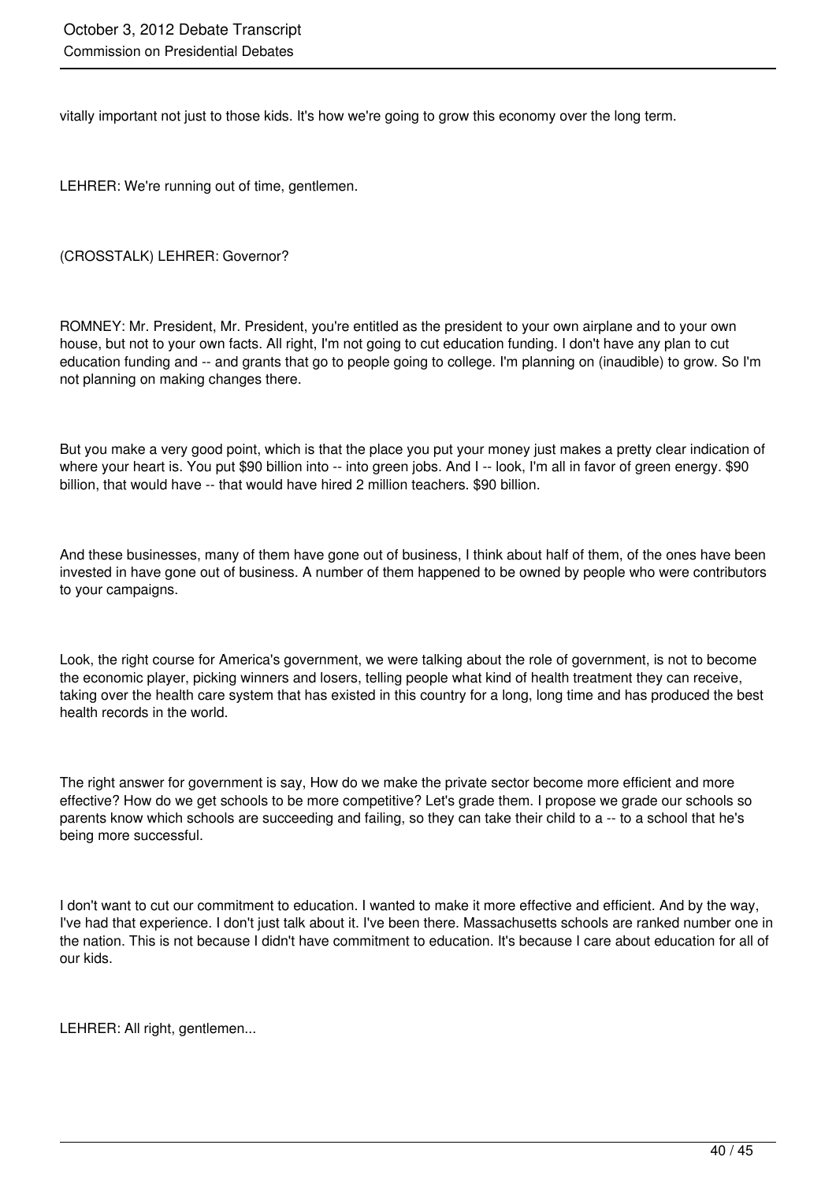vitally important not just to those kids. It's how we're going to grow this economy over the long term.

LEHRER: We're running out of time, gentlemen.

(CROSSTALK) LEHRER: Governor?

ROMNEY: Mr. President, Mr. President, you're entitled as the president to your own airplane and to your own house, but not to your own facts. All right, I'm not going to cut education funding. I don't have any plan to cut education funding and -- and grants that go to people going to college. I'm planning on (inaudible) to grow. So I'm not planning on making changes there.

But you make a very good point, which is that the place you put your money just makes a pretty clear indication of where your heart is. You put $90 billion into -- into green jobs. And I -- look, I'm all in favor of green energy. $90 billion, that would have -- that would have hired 2 million teachers. $90 billion.

And these businesses, many of them have gone out of business, I think about half of them, of the ones have been invested in have gone out of business. A number of them happened to be owned by people who were contributors to your campaigns.

Look, the right course for America's government, we were talking about the role of government, is not to become the economic player, picking winners and losers, telling people what kind of health treatment they can receive, taking over the health care system that has existed in this country for a long, long time and has produced the best health records in the world.

The right answer for government is say, How do we make the private sector become more efficient and more effective? How do we get schools to be more competitive? Let's grade them. I propose we grade our schools so parents know which schools are succeeding and failing, so they can take their child to a -- to a school that he's being more successful.

I don't want to cut our commitment to education. I wanted to make it more effective and efficient. And by the way, I've had that experience. I don't just talk about it. I've been there. Massachusetts schools are ranked number one in the nation. This is not because I didn't have commitment to education. It's because I care about education for all of our kids.

LEHRER: All right, gentlemen...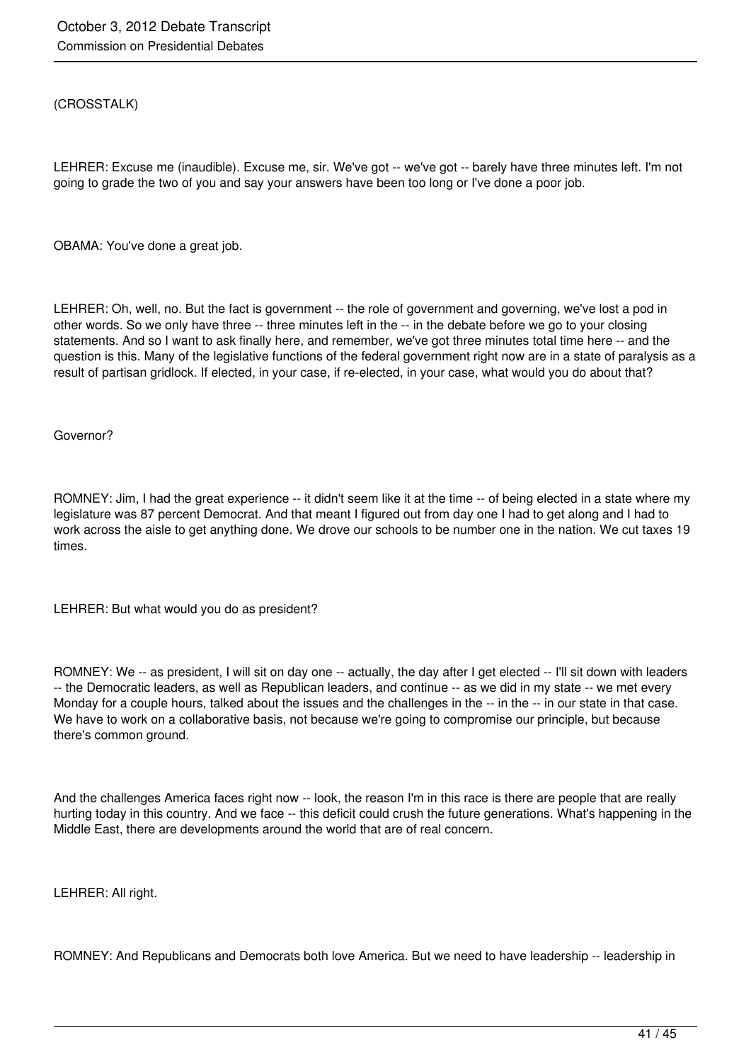(CROSSTALK)

LEHRER: Excuse me (inaudible). Excuse me, sir. We've got -- we've got -- barely have three minutes left. I'm not going to grade the two of you and say your answers have been too long or I've done a poor job.

OBAMA: You've done a great job.

LEHRER: Oh, well, no. But the fact is government -- the role of government and governing, we've lost a pod in other words. So we only have three -- three minutes left in the -- in the debate before we go to your closing statements. And so I want to ask finally here, and remember, we've got three minutes total time here -- and the question is this. Many of the legislative functions of the federal government right now are in a state of paralysis as a result of partisan gridlock. If elected, in your case, if re-elected, in your case, what would you do about that?

Governor?

ROMNEY: Jim, I had the great experience -- it didn't seem like it at the time -- of being elected in a state where my legislature was 87 percent Democrat. And that meant I figured out from day one I had to get along and I had to work across the aisle to get anything done. We drove our schools to be number one in the nation. We cut taxes 19 times.

LEHRER: But what would you do as president?

ROMNEY: We -- as president, I will sit on day one -- actually, the day after I get elected -- I'll sit down with leaders -- the Democratic leaders, as well as Republican leaders, and continue -- as we did in my state -- we met every Monday for a couple hours, talked about the issues and the challenges in the -- in the -- in our state in that case. We have to work on a collaborative basis, not because we're going to compromise our principle, but because there's common ground.

And the challenges America faces right now -- look, the reason I'm in this race is there are people that are really hurting today in this country. And we face -- this deficit could crush the future generations. What's happening in the Middle East, there are developments around the world that are of real concern.

LEHRER: All right.

ROMNEY: And Republicans and Democrats both love America. But we need to have leadership -- leadership in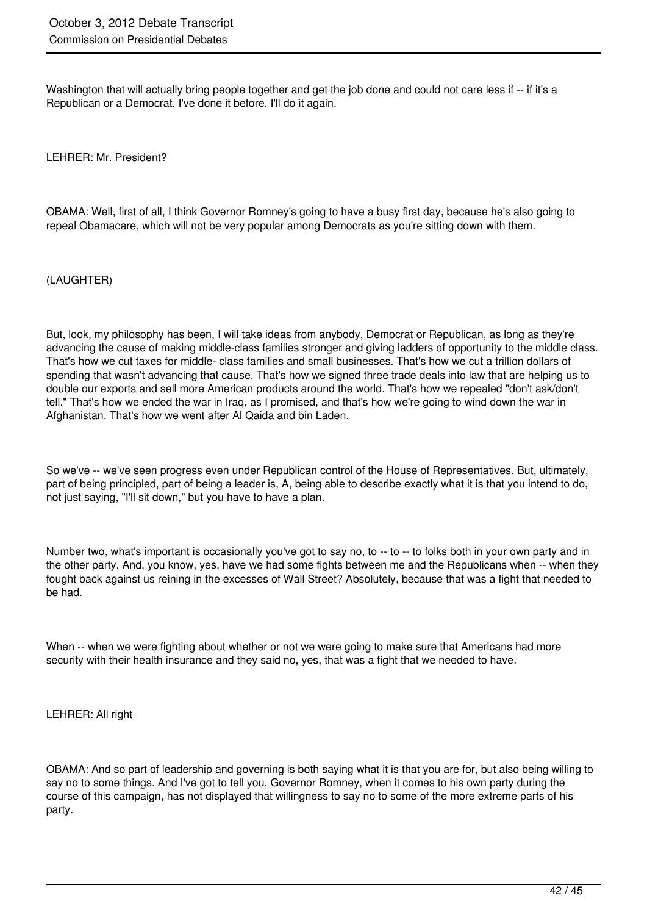Washington that will actually bring people together and get the job done and could not care less if -- if it's a Republican or a Democrat. I've done it before. I'll do it again.

LEHRER: Mr. President?

OBAMA: Well, first of all, I think Governor Romney's going to have a busy first day, because he's also going to repeal Obamacare, which will not be very popular among Democrats as you're sitting down with them.

(LAUGHTER)

But, look, my philosophy has been, I will take ideas from anybody, Democrat or Republican, as long as they're advancing the cause of making middle-class families stronger and giving ladders of opportunity to the middle class. That's how we cut taxes for middle- class families and small businesses. That's how we cut a trillion dollars of spending that wasn't advancing that cause. That's how we signed three trade deals into law that are helping us to double our exports and sell more American products around the world. That's how we repealed "don't ask/don't tell." That's how we ended the war in Iraq, as I promised, and that's how we're going to wind down the war in Afghanistan. That's how we went after Al Qaida and bin Laden.

So we've -- we've seen progress even under Republican control of the House of Representatives. But, ultimately, part of being principled, part of being a leader is, A, being able to describe exactly what it is that you intend to do, not just saying, "I'll sit down," but you have to have a plan.

Number two, what's important is occasionally you've got to say no, to -- to -- to folks both in your own party and in the other party. And, you know, yes, have we had some fights between me and the Republicans when -- when they fought back against us reining in the excesses of Wall Street? Absolutely, because that was a fight that needed to be had.

When -- when we were fighting about whether or not we were going to make sure that Americans had more security with their health insurance and they said no, yes, that was a fight that we needed to have.

LEHRER: All right

OBAMA: And so part of leadership and governing is both saying what it is that you are for, but also being willing to say no to some things. And I've got to tell you, Governor Romney, when it comes to his own party during the course of this campaign, has not displayed that willingness to say no to some of the more extreme parts of his party.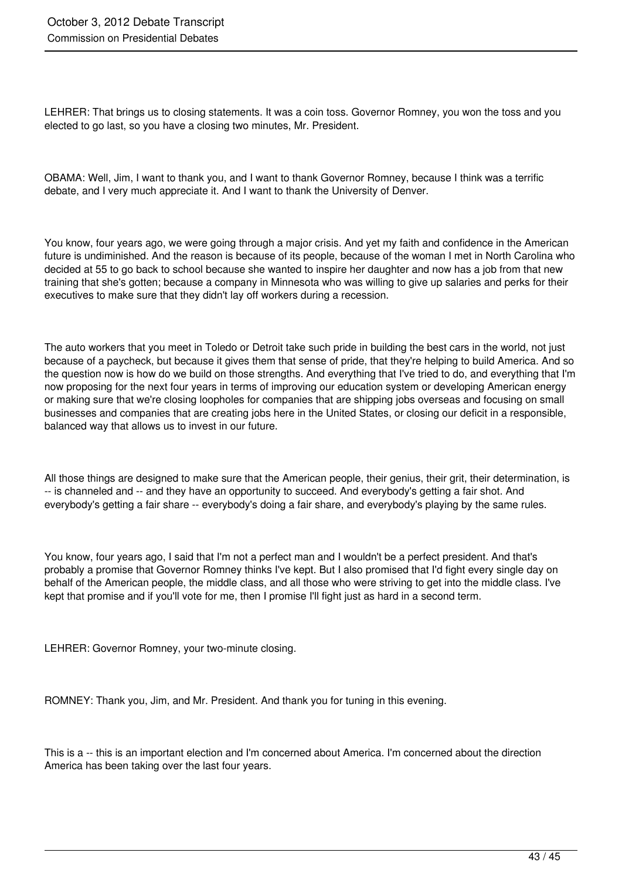LEHRER: That brings us to closing statements. It was a coin toss. Governor Romney, you won the toss and you elected to go last, so you have a closing two minutes, Mr. President.

OBAMA: Well, Jim, I want to thank you, and I want to thank Governor Romney, because I think was a terrific debate, and I very much appreciate it. And I want to thank the University of Denver.

You know, four years ago, we were going through a major crisis. And yet my faith and confidence in the American future is undiminished. And the reason is because of its people, because of the woman I met in North Carolina who decided at 55 to go back to school because she wanted to inspire her daughter and now has a job from that new training that she's gotten; because a company in Minnesota who was willing to give up salaries and perks for their executives to make sure that they didn't lay off workers during a recession.

The auto workers that you meet in Toledo or Detroit take such pride in building the best cars in the world, not just because of a paycheck, but because it gives them that sense of pride, that they're helping to build America. And so the question now is how do we build on those strengths. And everything that I've tried to do, and everything that I'm now proposing for the next four years in terms of improving our education system or developing American energy or making sure that we're closing loopholes for companies that are shipping jobs overseas and focusing on small businesses and companies that are creating jobs here in the United States, or closing our deficit in a responsible, balanced way that allows us to invest in our future.

All those things are designed to make sure that the American people, their genius, their grit, their determination, is -- is channeled and -- and they have an opportunity to succeed. And everybody's getting a fair shot. And everybody's getting a fair share -- everybody's doing a fair share, and everybody's playing by the same rules.

You know, four years ago, I said that I'm not a perfect man and I wouldn't be a perfect president. And that's probably a promise that Governor Romney thinks I've kept. But I also promised that I'd fight every single day on behalf of the American people, the middle class, and all those who were striving to get into the middle class. I've kept that promise and if you'll vote for me, then I promise I'll fight just as hard in a second term.

LEHRER: Governor Romney, your two-minute closing.

ROMNEY: Thank you, Jim, and Mr. President. And thank you for tuning in this evening.

This is a -- this is an important election and I'm concerned about America. I'm concerned about the direction America has been taking over the last four years.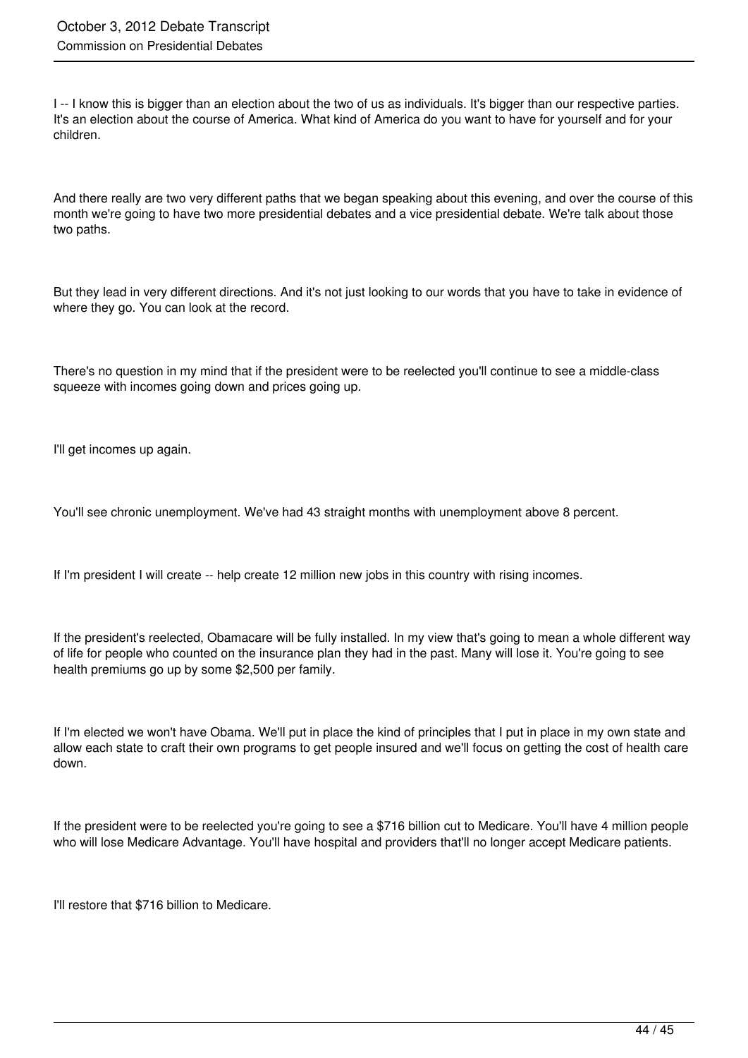I -- I know this is bigger than an election about the two of us as individuals. It's bigger than our respective parties. It's an election about the course of America. What kind of America do you want to have for yourself and for your children.

And there really are two very different paths that we began speaking about this evening, and over the course of this month we're going to have two more presidential debates and a vice presidential debate. We're talk about those two paths.

But they lead in very different directions. And it's not just looking to our words that you have to take in evidence of where they go. You can look at the record.

There's no question in my mind that if the president were to be reelected you'll continue to see a middle-class squeeze with incomes going down and prices going up.

I'll get incomes up again.

You'll see chronic unemployment. We've had 43 straight months with unemployment above 8 percent.

If I'm president I will create -- help create 12 million new jobs in this country with rising incomes.

If the president's reelected, Obamacare will be fully installed. In my view that's going to mean a whole different way of life for people who counted on the insurance plan they had in the past. Many will lose it. You're going to see health premiums go up by some $2,500 per family.

If I'm elected we won't have Obama. We'll put in place the kind of principles that I put in place in my own state and allow each state to craft their own programs to get people insured and we'll focus on getting the cost of health care down.

If the president were to be reelected you're going to see a $716 billion cut to Medicare. You'll have 4 million people who will lose Medicare Advantage. You'll have hospital and providers that'll no longer accept Medicare patients.

I'll restore that $716 billion to Medicare.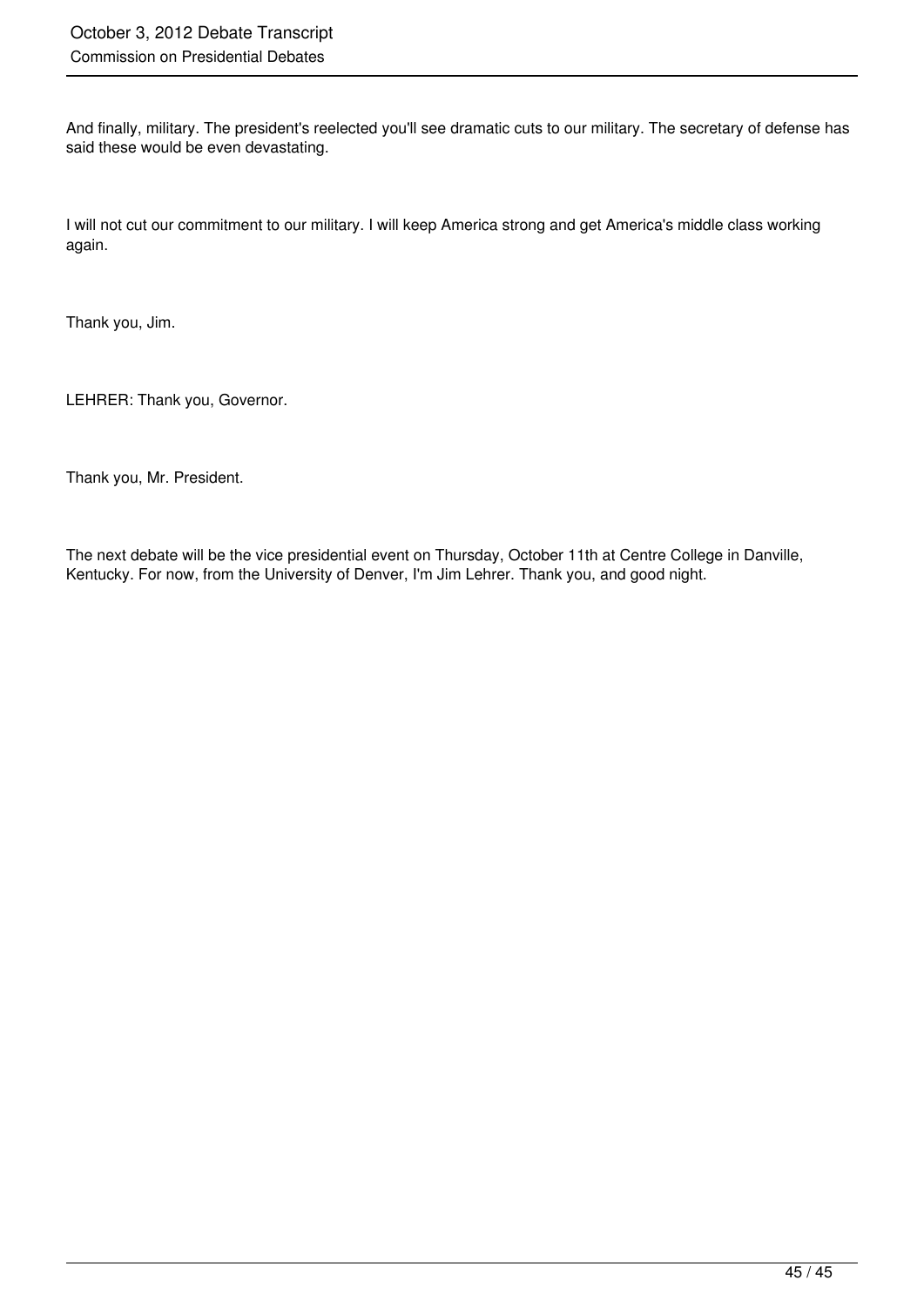And finally, military. The president's reelected you'll see dramatic cuts to our military. The secretary of defense has said these would be even devastating.

I will not cut our commitment to our military. I will keep America strong and get America's middle class working again.

Thank you, Jim.

LEHRER: Thank you, Governor.

Thank you, Mr. President.

The next debate will be the vice presidential event on Thursday, October 11th at Centre College in Danville, Kentucky. For now, from the University of Denver, I'm Jim Lehrer. Thank you, and good night.